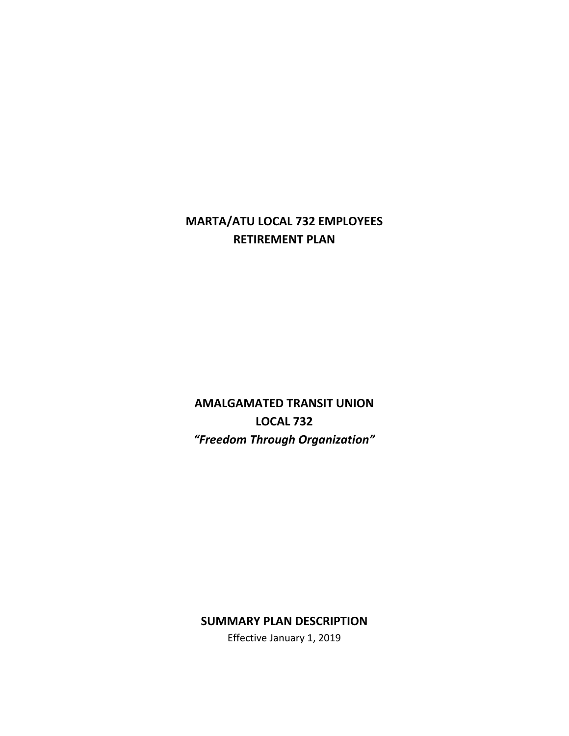# MARTA/ATU LOCAL 732 EMPLOYEES RETIREMENT PLAN

## AMALGAMATED TRANSIT UNION LOCAL 732

***"Freedom Through Organization"***

## SUMMARY PLAN DESCRIPTION

Effective January 1, 2019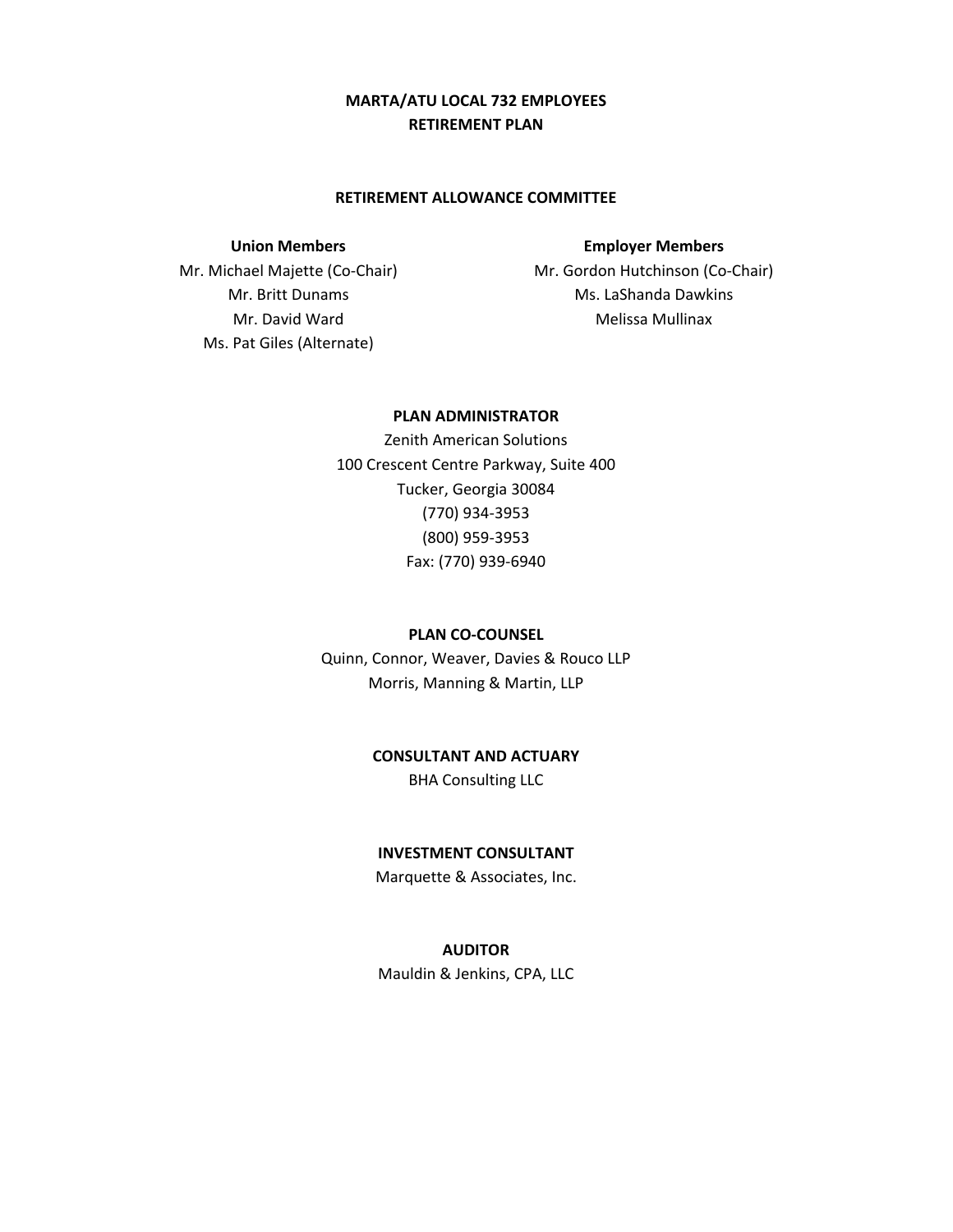# MARTA/ATU LOCAL 732 EMPLOYEES RETIREMENT PLAN

## RETIREMENT ALLOWANCE COMMITTEE

| Union Members | Employer Members |
| --- | --- |
| Mr. Michael Majette (Co-Chair) | Mr. Gordon Hutchinson (Co-Chair) |
| Mr. Britt Dunams | Ms. LaShanda Dawkins |
| Mr. David Ward | Melissa Mullinax |
| Ms. Pat Giles (Alternate) | |

## PLAN ADMINISTRATOR

Zenith American Solutions
100 Crescent Centre Parkway, Suite 400
Tucker, Georgia 30084
(770) 934-3953
(800) 959-3953
Fax: (770) 939-6940

## PLAN CO-COUNSEL

Quinn, Connor, Weaver, Davies & Rouco LLP
Morris, Manning & Martin, LLP

## CONSULTANT AND ACTUARY

BHA Consulting LLC

## INVESTMENT CONSULTANT

Marquette & Associates, Inc.

## AUDITOR

Mauldin & Jenkins, CPA, LLC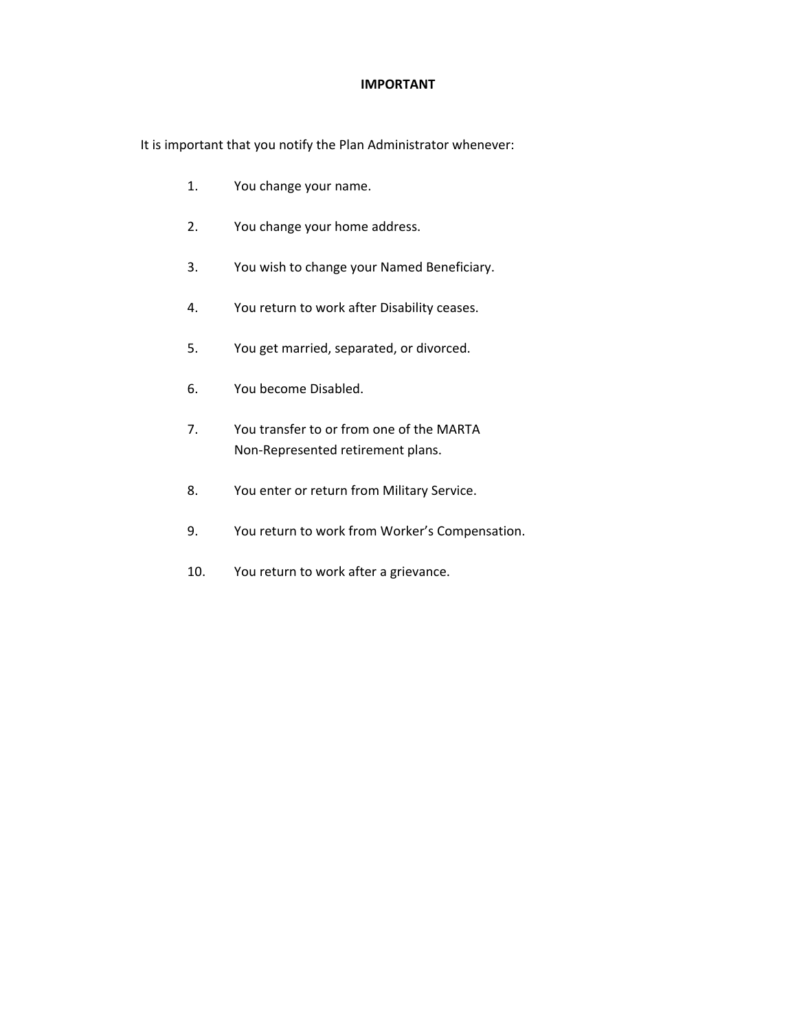# IMPORTANT

It is important that you notify the Plan Administrator whenever:

1. You change your name.

2. You change your home address.

3. You wish to change your Named Beneficiary.

4. You return to work after Disability ceases.

5. You get married, separated, or divorced.

6. You become Disabled.

7. You transfer to or from one of the MARTA Non-Represented retirement plans.

8. You enter or return from Military Service.

9. You return to work from Worker's Compensation.

10. You return to work after a grievance.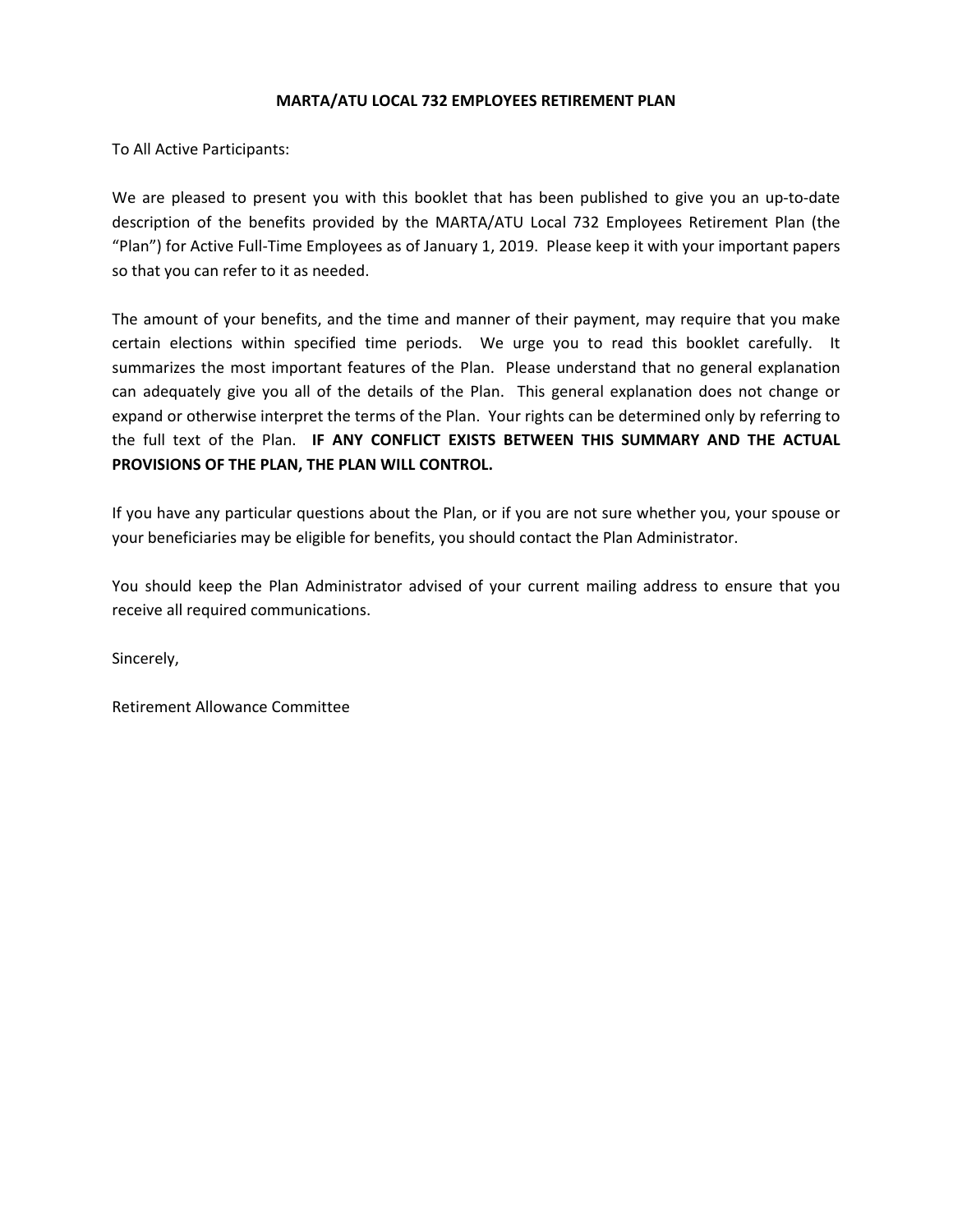**MARTA/ATU LOCAL 732 EMPLOYEES RETIREMENT PLAN**

To All Active Participants:

We are pleased to present you with this booklet that has been published to give you an up-to-date description of the benefits provided by the MARTA/ATU Local 732 Employees Retirement Plan (the "Plan") for Active Full-Time Employees as of January 1, 2019. Please keep it with your important papers so that you can refer to it as needed.

The amount of your benefits, and the time and manner of their payment, may require that you make certain elections within specified time periods. We urge you to read this booklet carefully. It summarizes the most important features of the Plan. Please understand that no general explanation can adequately give you all of the details of the Plan. This general explanation does not change or expand or otherwise interpret the terms of the Plan. Your rights can be determined only by referring to the full text of the Plan. **IF ANY CONFLICT EXISTS BETWEEN THIS SUMMARY AND THE ACTUAL PROVISIONS OF THE PLAN, THE PLAN WILL CONTROL.**

If you have any particular questions about the Plan, or if you are not sure whether you, your spouse or your beneficiaries may be eligible for benefits, you should contact the Plan Administrator.

You should keep the Plan Administrator advised of your current mailing address to ensure that you receive all required communications.

Sincerely,

Retirement Allowance Committee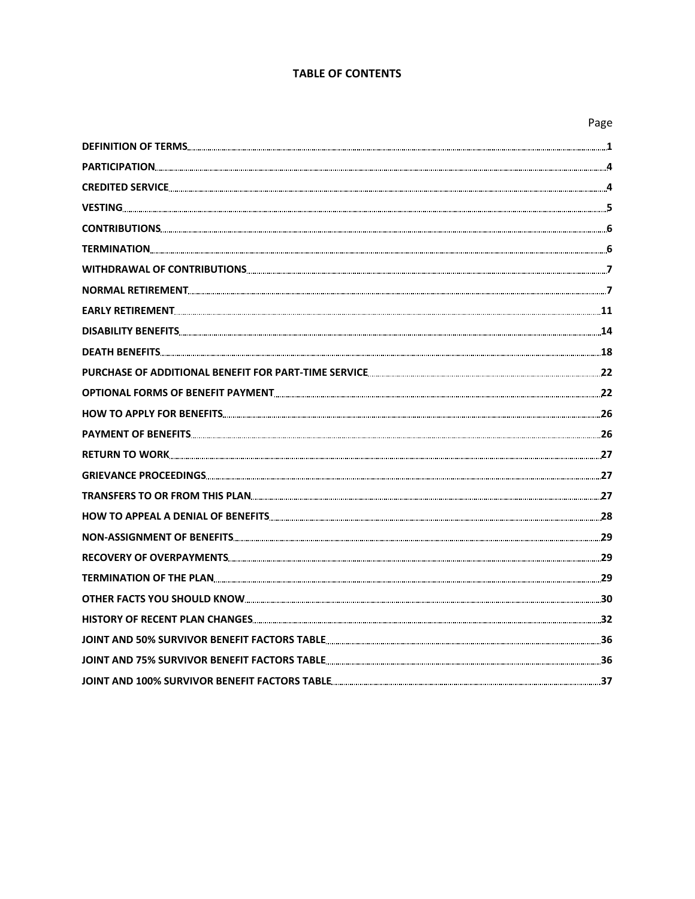# TABLE OF CONTENTS

| | Page |
|---|---|
| **DEFINITION OF TERMS** | **1** |
| **PARTICIPATION** | **4** |
| **CREDITED SERVICE** | **4** |
| **VESTING** | **5** |
| **CONTRIBUTIONS** | **6** |
| **TERMINATION** | **6** |
| **WITHDRAWAL OF CONTRIBUTIONS** | **7** |
| **NORMAL RETIREMENT** | **7** |
| **EARLY RETIREMENT** | **11** |
| **DISABILITY BENEFITS** | **14** |
| **DEATH BENEFITS** | **18** |
| **PURCHASE OF ADDITIONAL BENEFIT FOR PART-TIME SERVICE** | **22** |
| **OPTIONAL FORMS OF BENEFIT PAYMENT** | **22** |
| **HOW TO APPLY FOR BENEFITS** | **26** |
| **PAYMENT OF BENEFITS** | **26** |
| **RETURN TO WORK** | **27** |
| **GRIEVANCE PROCEEDINGS** | **27** |
| **TRANSFERS TO OR FROM THIS PLAN** | **27** |
| **HOW TO APPEAL A DENIAL OF BENEFITS** | **28** |
| **NON-ASSIGNMENT OF BENEFITS** | **29** |
| **RECOVERY OF OVERPAYMENTS** | **29** |
| **TERMINATION OF THE PLAN** | **29** |
| **OTHER FACTS YOU SHOULD KNOW** | **30** |
| **HISTORY OF RECENT PLAN CHANGES** | **32** |
| **JOINT AND 50% SURVIVOR BENEFIT FACTORS TABLE** | **36** |
| **JOINT AND 75% SURVIVOR BENEFIT FACTORS TABLE** | **36** |
| **JOINT AND 100% SURVIVOR BENEFIT FACTORS TABLE** | **37** |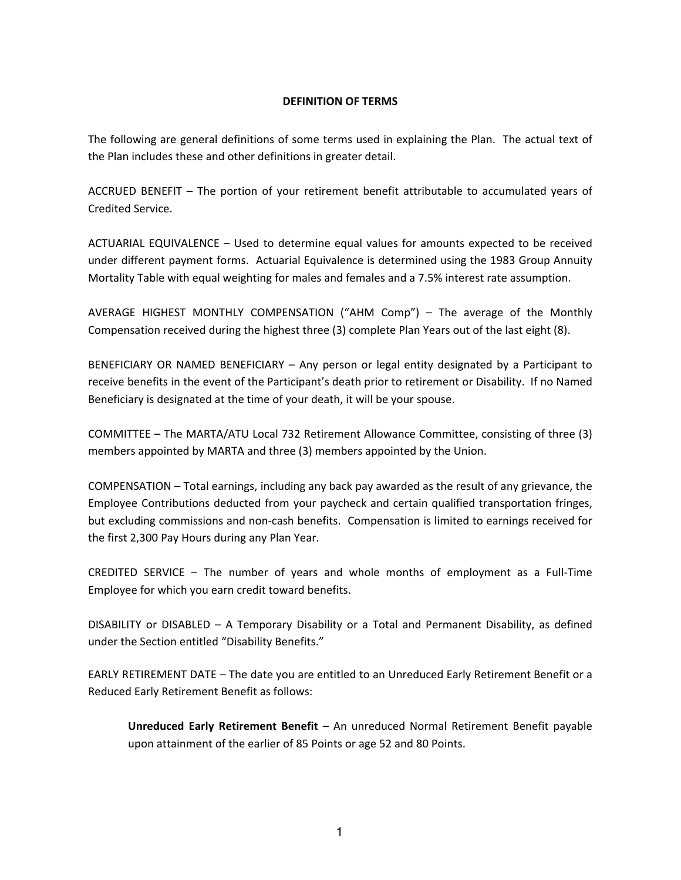## DEFINITION OF TERMS

The following are general definitions of some terms used in explaining the Plan. The actual text of the Plan includes these and other definitions in greater detail.

ACCRUED BENEFIT – The portion of your retirement benefit attributable to accumulated years of Credited Service.

ACTUARIAL EQUIVALENCE – Used to determine equal values for amounts expected to be received under different payment forms. Actuarial Equivalence is determined using the 1983 Group Annuity Mortality Table with equal weighting for males and females and a 7.5% interest rate assumption.

AVERAGE HIGHEST MONTHLY COMPENSATION ("AHM Comp") – The average of the Monthly Compensation received during the highest three (3) complete Plan Years out of the last eight (8).

BENEFICIARY OR NAMED BENEFICIARY – Any person or legal entity designated by a Participant to receive benefits in the event of the Participant's death prior to retirement or Disability. If no Named Beneficiary is designated at the time of your death, it will be your spouse.

COMMITTEE – The MARTA/ATU Local 732 Retirement Allowance Committee, consisting of three (3) members appointed by MARTA and three (3) members appointed by the Union.

COMPENSATION – Total earnings, including any back pay awarded as the result of any grievance, the Employee Contributions deducted from your paycheck and certain qualified transportation fringes, but excluding commissions and non-cash benefits. Compensation is limited to earnings received for the first 2,300 Pay Hours during any Plan Year.

CREDITED SERVICE – The number of years and whole months of employment as a Full-Time Employee for which you earn credit toward benefits.

DISABILITY or DISABLED – A Temporary Disability or a Total and Permanent Disability, as defined under the Section entitled "Disability Benefits."

EARLY RETIREMENT DATE – The date you are entitled to an Unreduced Early Retirement Benefit or a Reduced Early Retirement Benefit as follows:

> **Unreduced Early Retirement Benefit** – An unreduced Normal Retirement Benefit payable upon attainment of the earlier of 85 Points or age 52 and 80 Points.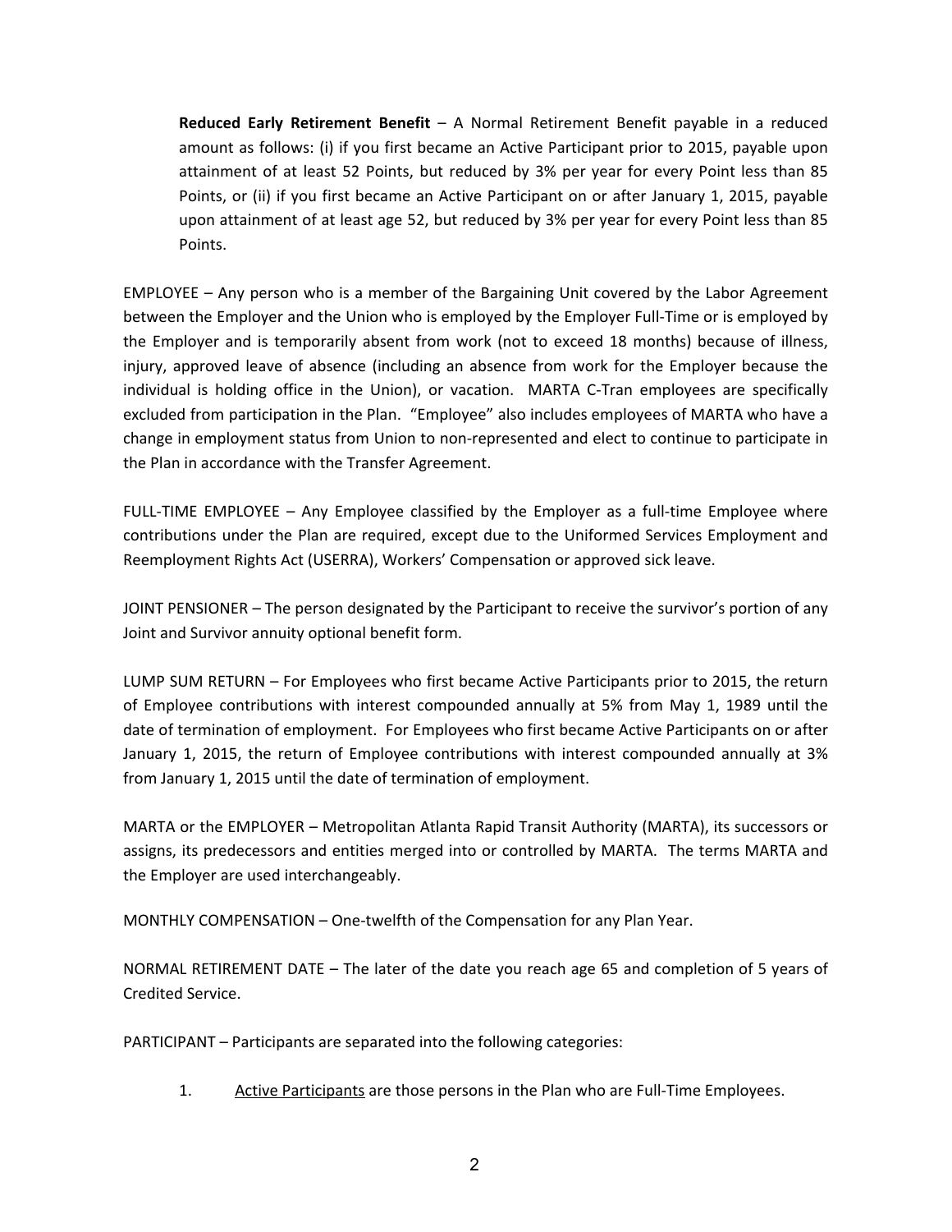**Reduced Early Retirement Benefit** – A Normal Retirement Benefit payable in a reduced amount as follows: (i) if you first became an Active Participant prior to 2015, payable upon attainment of at least 52 Points, but reduced by 3% per year for every Point less than 85 Points, or (ii) if you first became an Active Participant on or after January 1, 2015, payable upon attainment of at least age 52, but reduced by 3% per year for every Point less than 85 Points.

EMPLOYEE – Any person who is a member of the Bargaining Unit covered by the Labor Agreement between the Employer and the Union who is employed by the Employer Full-Time or is employed by the Employer and is temporarily absent from work (not to exceed 18 months) because of illness, injury, approved leave of absence (including an absence from work for the Employer because the individual is holding office in the Union), or vacation. MARTA C-Tran employees are specifically excluded from participation in the Plan. "Employee" also includes employees of MARTA who have a change in employment status from Union to non-represented and elect to continue to participate in the Plan in accordance with the Transfer Agreement.

FULL-TIME EMPLOYEE – Any Employee classified by the Employer as a full-time Employee where contributions under the Plan are required, except due to the Uniformed Services Employment and Reemployment Rights Act (USERRA), Workers' Compensation or approved sick leave.

JOINT PENSIONER – The person designated by the Participant to receive the survivor's portion of any Joint and Survivor annuity optional benefit form.

LUMP SUM RETURN – For Employees who first became Active Participants prior to 2015, the return of Employee contributions with interest compounded annually at 5% from May 1, 1989 until the date of termination of employment. For Employees who first became Active Participants on or after January 1, 2015, the return of Employee contributions with interest compounded annually at 3% from January 1, 2015 until the date of termination of employment.

MARTA or the EMPLOYER – Metropolitan Atlanta Rapid Transit Authority (MARTA), its successors or assigns, its predecessors and entities merged into or controlled by MARTA. The terms MARTA and the Employer are used interchangeably.

MONTHLY COMPENSATION – One-twelfth of the Compensation for any Plan Year.

NORMAL RETIREMENT DATE – The later of the date you reach age 65 and completion of 5 years of Credited Service.

PARTICIPANT – Participants are separated into the following categories:

1. Active Participants are those persons in the Plan who are Full-Time Employees.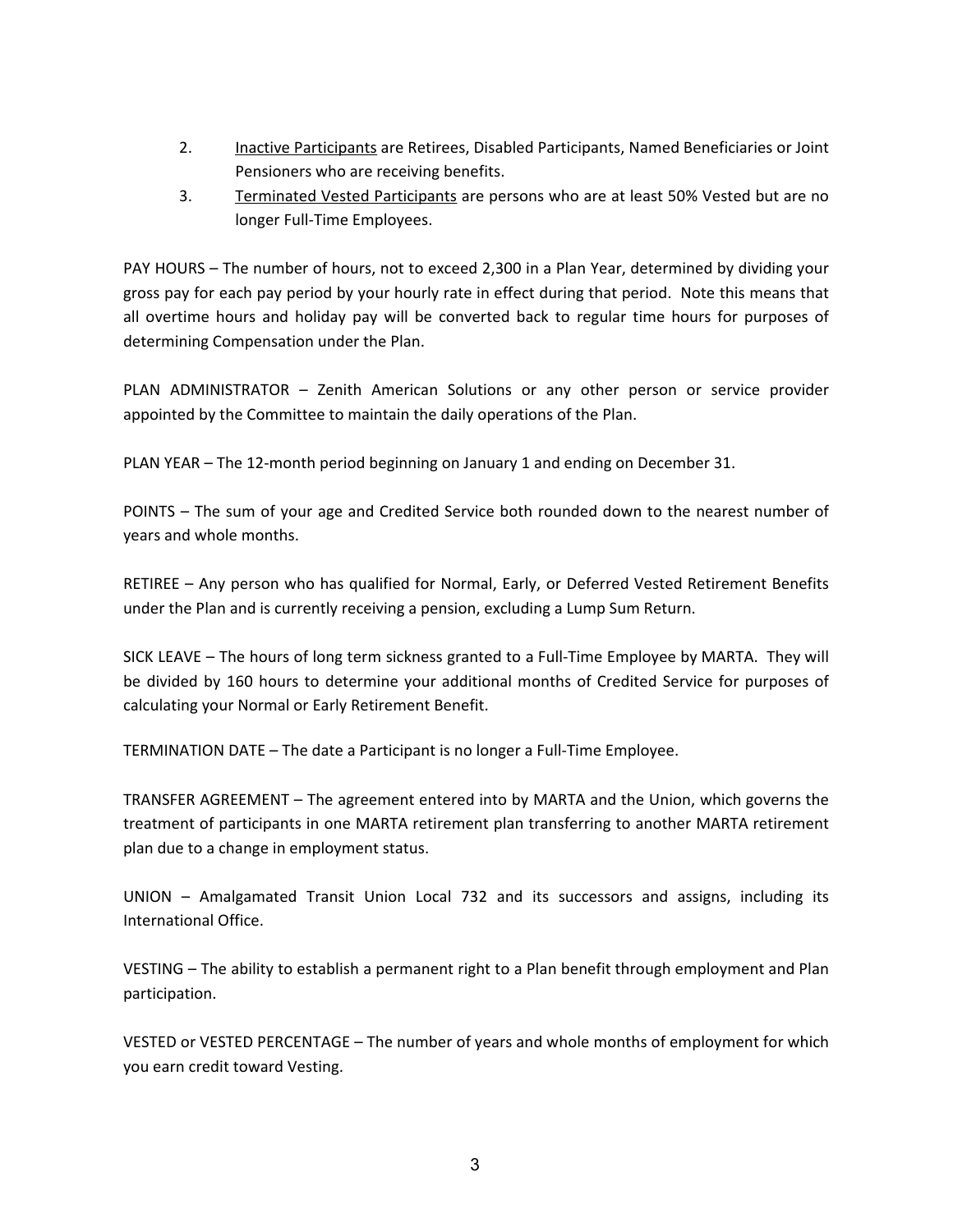2. <u>Inactive Participants</u> are Retirees, Disabled Participants, Named Beneficiaries or Joint Pensioners who are receiving benefits.
3. <u>Terminated Vested Participants</u> are persons who are at least 50% Vested but are no longer Full-Time Employees.

PAY HOURS – The number of hours, not to exceed 2,300 in a Plan Year, determined by dividing your gross pay for each pay period by your hourly rate in effect during that period. Note this means that all overtime hours and holiday pay will be converted back to regular time hours for purposes of determining Compensation under the Plan.

PLAN ADMINISTRATOR – Zenith American Solutions or any other person or service provider appointed by the Committee to maintain the daily operations of the Plan.

PLAN YEAR – The 12-month period beginning on January 1 and ending on December 31.

POINTS – The sum of your age and Credited Service both rounded down to the nearest number of years and whole months.

RETIREE – Any person who has qualified for Normal, Early, or Deferred Vested Retirement Benefits under the Plan and is currently receiving a pension, excluding a Lump Sum Return.

SICK LEAVE – The hours of long term sickness granted to a Full-Time Employee by MARTA. They will be divided by 160 hours to determine your additional months of Credited Service for purposes of calculating your Normal or Early Retirement Benefit.

TERMINATION DATE – The date a Participant is no longer a Full-Time Employee.

TRANSFER AGREEMENT – The agreement entered into by MARTA and the Union, which governs the treatment of participants in one MARTA retirement plan transferring to another MARTA retirement plan due to a change in employment status.

UNION – Amalgamated Transit Union Local 732 and its successors and assigns, including its International Office.

VESTING – The ability to establish a permanent right to a Plan benefit through employment and Plan participation.

VESTED or VESTED PERCENTAGE – The number of years and whole months of employment for which you earn credit toward Vesting.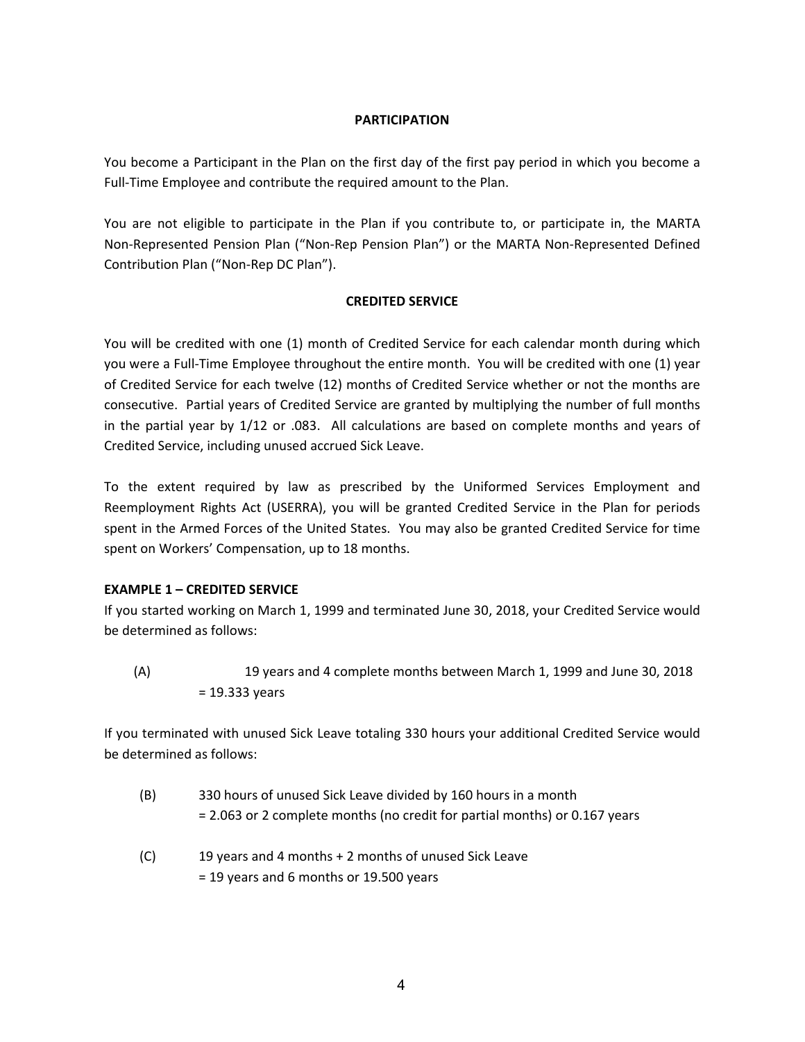## PARTICIPATION

You become a Participant in the Plan on the first day of the first pay period in which you become a Full-Time Employee and contribute the required amount to the Plan.

You are not eligible to participate in the Plan if you contribute to, or participate in, the MARTA Non-Represented Pension Plan ("Non-Rep Pension Plan") or the MARTA Non-Represented Defined Contribution Plan ("Non-Rep DC Plan").

## CREDITED SERVICE

You will be credited with one (1) month of Credited Service for each calendar month during which you were a Full-Time Employee throughout the entire month. You will be credited with one (1) year of Credited Service for each twelve (12) months of Credited Service whether or not the months are consecutive. Partial years of Credited Service are granted by multiplying the number of full months in the partial year by 1/12 or .083. All calculations are based on complete months and years of Credited Service, including unused accrued Sick Leave.

To the extent required by law as prescribed by the Uniformed Services Employment and Reemployment Rights Act (USERRA), you will be granted Credited Service in the Plan for periods spent in the Armed Forces of the United States. You may also be granted Credited Service for time spent on Workers' Compensation, up to 18 months.

**EXAMPLE 1 – CREDITED SERVICE**

If you started working on March 1, 1999 and terminated June 30, 2018, your Credited Service would be determined as follows:

(A) 19 years and 4 complete months between March 1, 1999 and June 30, 2018
= 19.333 years

If you terminated with unused Sick Leave totaling 330 hours your additional Credited Service would be determined as follows:

(B) 330 hours of unused Sick Leave divided by 160 hours in a month
= 2.063 or 2 complete months (no credit for partial months) or 0.167 years

(C) 19 years and 4 months + 2 months of unused Sick Leave
= 19 years and 6 months or 19.500 years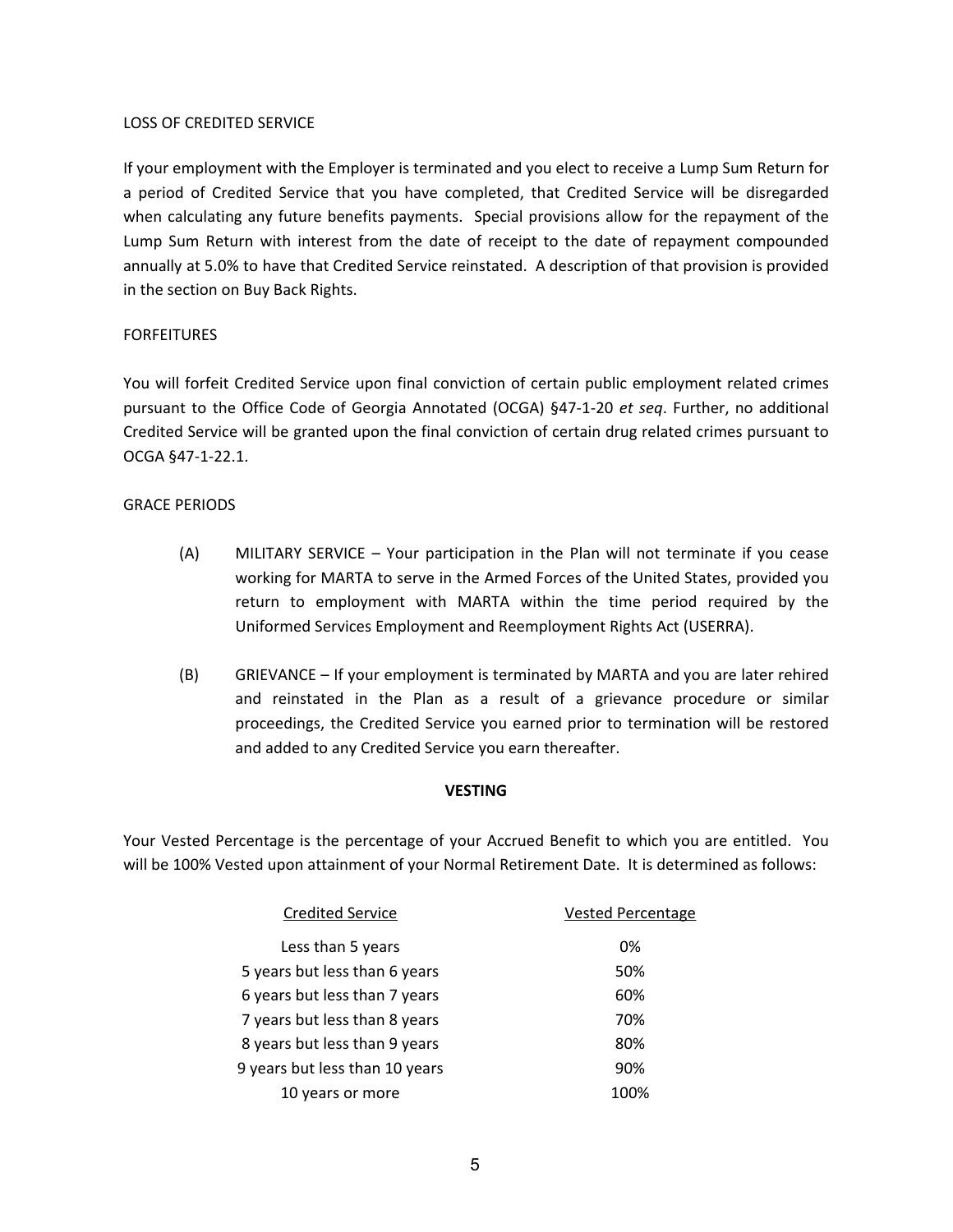LOSS OF CREDITED SERVICE

If your employment with the Employer is terminated and you elect to receive a Lump Sum Return for a period of Credited Service that you have completed, that Credited Service will be disregarded when calculating any future benefits payments. Special provisions allow for the repayment of the Lump Sum Return with interest from the date of receipt to the date of repayment compounded annually at 5.0% to have that Credited Service reinstated. A description of that provision is provided in the section on Buy Back Rights.

FORFEITURES

You will forfeit Credited Service upon final conviction of certain public employment related crimes pursuant to the Office Code of Georgia Annotated (OCGA) §47-1-20 *et seq*. Further, no additional Credited Service will be granted upon the final conviction of certain drug related crimes pursuant to OCGA §47-1-22.1.

GRACE PERIODS

(A) MILITARY SERVICE – Your participation in the Plan will not terminate if you cease working for MARTA to serve in the Armed Forces of the United States, provided you return to employment with MARTA within the time period required by the Uniformed Services Employment and Reemployment Rights Act (USERRA).

(B) GRIEVANCE – If your employment is terminated by MARTA and you are later rehired and reinstated in the Plan as a result of a grievance procedure or similar proceedings, the Credited Service you earned prior to termination will be restored and added to any Credited Service you earn thereafter.

## VESTING

Your Vested Percentage is the percentage of your Accrued Benefit to which you are entitled. You will be 100% Vested upon attainment of your Normal Retirement Date. It is determined as follows:

| Credited Service | Vested Percentage |
|---|---|
| Less than 5 years | 0% |
| 5 years but less than 6 years | 50% |
| 6 years but less than 7 years | 60% |
| 7 years but less than 8 years | 70% |
| 8 years but less than 9 years | 80% |
| 9 years but less than 10 years | 90% |
| 10 years or more | 100% |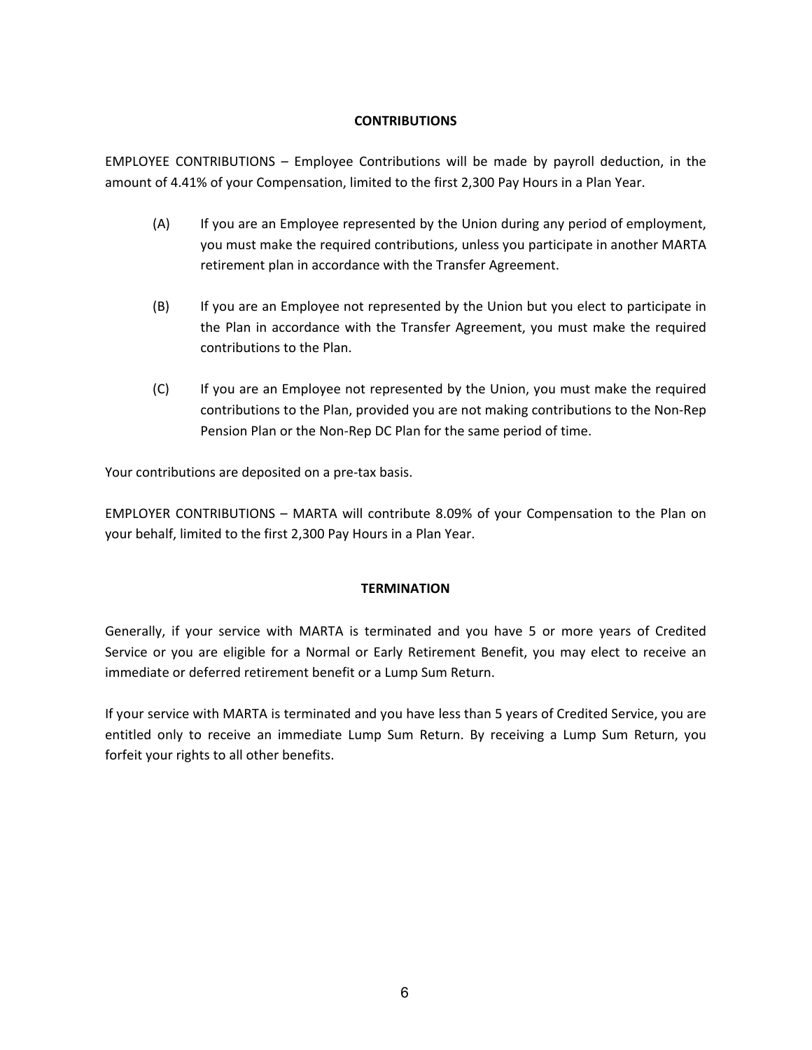## CONTRIBUTIONS

EMPLOYEE CONTRIBUTIONS – Employee Contributions will be made by payroll deduction, in the amount of 4.41% of your Compensation, limited to the first 2,300 Pay Hours in a Plan Year.

(A) If you are an Employee represented by the Union during any period of employment, you must make the required contributions, unless you participate in another MARTA retirement plan in accordance with the Transfer Agreement.

(B) If you are an Employee not represented by the Union but you elect to participate in the Plan in accordance with the Transfer Agreement, you must make the required contributions to the Plan.

(C) If you are an Employee not represented by the Union, you must make the required contributions to the Plan, provided you are not making contributions to the Non-Rep Pension Plan or the Non-Rep DC Plan for the same period of time.

Your contributions are deposited on a pre-tax basis.

EMPLOYER CONTRIBUTIONS – MARTA will contribute 8.09% of your Compensation to the Plan on your behalf, limited to the first 2,300 Pay Hours in a Plan Year.

## TERMINATION

Generally, if your service with MARTA is terminated and you have 5 or more years of Credited Service or you are eligible for a Normal or Early Retirement Benefit, you may elect to receive an immediate or deferred retirement benefit or a Lump Sum Return.

If your service with MARTA is terminated and you have less than 5 years of Credited Service, you are entitled only to receive an immediate Lump Sum Return. By receiving a Lump Sum Return, you forfeit your rights to all other benefits.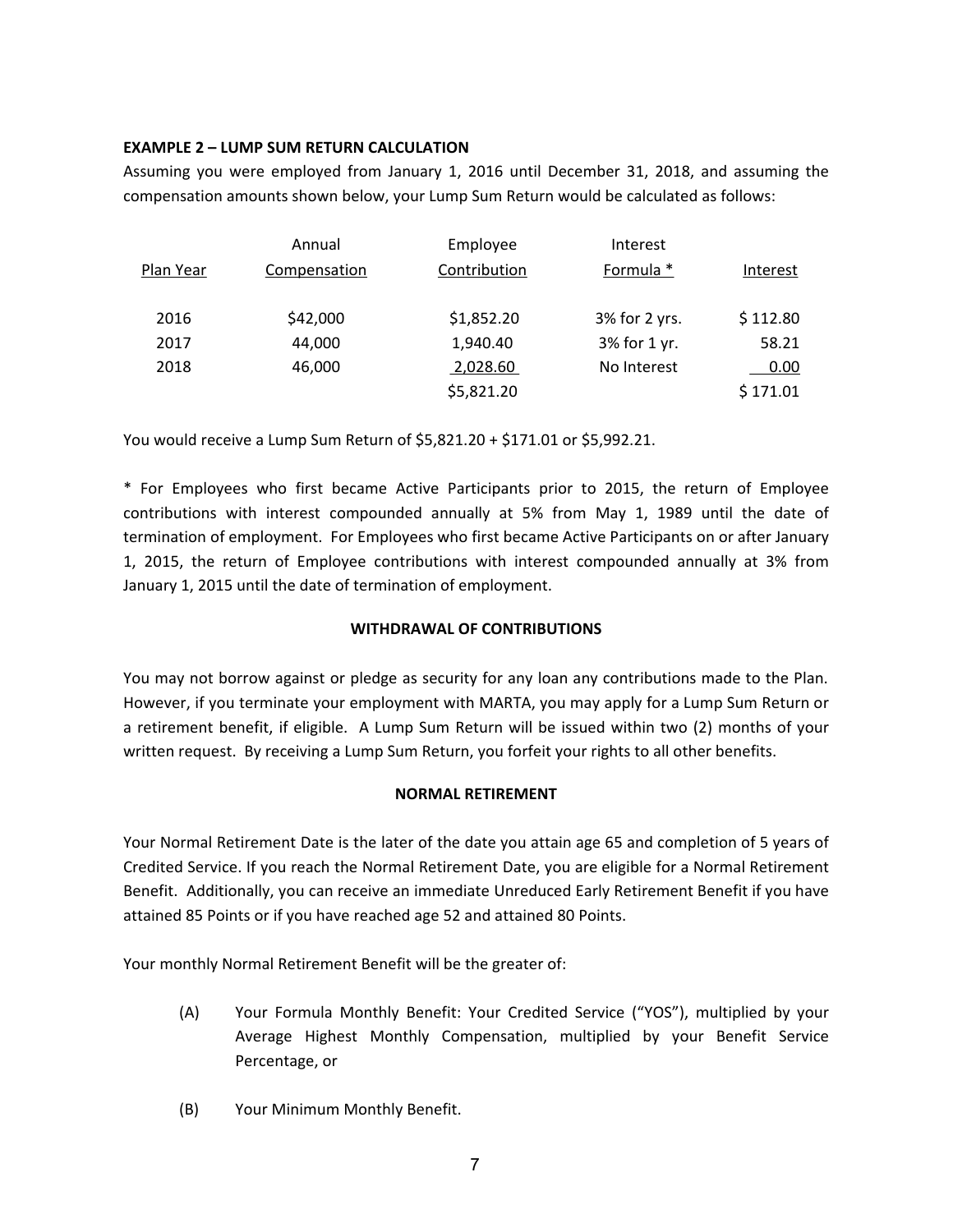**EXAMPLE 2 – LUMP SUM RETURN CALCULATION**

Assuming you were employed from January 1, 2016 until December 31, 2018, and assuming the compensation amounts shown below, your Lump Sum Return would be calculated as follows:

| Plan Year | Annual Compensation | Employee Contribution | Interest Formula * | Interest |
|---|---|---|---|---|
| 2016 | $42,000 | $1,852.20 | 3% for 2 yrs. | $ 112.80 |
| 2017 | 44,000 | 1,940.40 | 3% for 1 yr. | 58.21 |
| 2018 | 46,000 | 2,028.60 | No Interest | 0.00 |
| | | $5,821.20 | | $ 171.01 |

You would receive a Lump Sum Return of $5,821.20 + $171.01 or $5,992.21.

* For Employees who first became Active Participants prior to 2015, the return of Employee contributions with interest compounded annually at 5% from May 1, 1989 until the date of termination of employment. For Employees who first became Active Participants on or after January 1, 2015, the return of Employee contributions with interest compounded annually at 3% from January 1, 2015 until the date of termination of employment.

**WITHDRAWAL OF CONTRIBUTIONS**

You may not borrow against or pledge as security for any loan any contributions made to the Plan. However, if you terminate your employment with MARTA, you may apply for a Lump Sum Return or a retirement benefit, if eligible. A Lump Sum Return will be issued within two (2) months of your written request. By receiving a Lump Sum Return, you forfeit your rights to all other benefits.

**NORMAL RETIREMENT**

Your Normal Retirement Date is the later of the date you attain age 65 and completion of 5 years of Credited Service. If you reach the Normal Retirement Date, you are eligible for a Normal Retirement Benefit. Additionally, you can receive an immediate Unreduced Early Retirement Benefit if you have attained 85 Points or if you have reached age 52 and attained 80 Points.

Your monthly Normal Retirement Benefit will be the greater of:

(A) Your Formula Monthly Benefit: Your Credited Service ("YOS"), multiplied by your Average Highest Monthly Compensation, multiplied by your Benefit Service Percentage, or

(B) Your Minimum Monthly Benefit.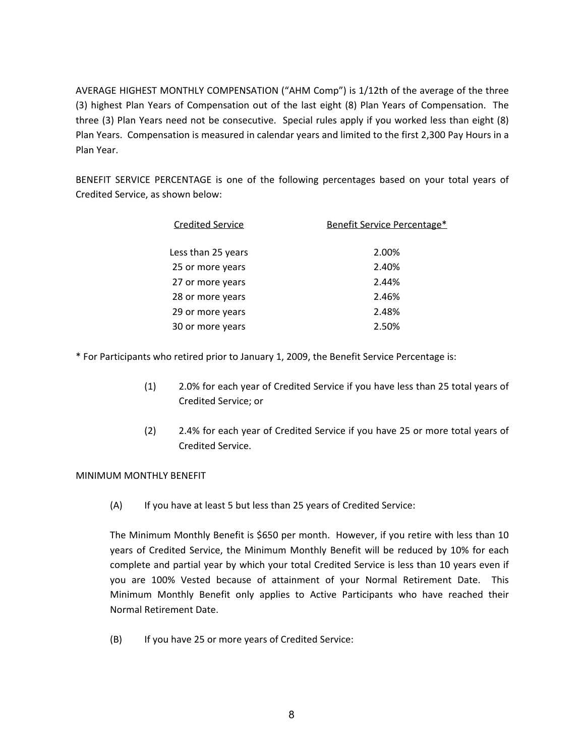AVERAGE HIGHEST MONTHLY COMPENSATION ("AHM Comp") is 1/12th of the average of the three (3) highest Plan Years of Compensation out of the last eight (8) Plan Years of Compensation. The three (3) Plan Years need not be consecutive. Special rules apply if you worked less than eight (8) Plan Years. Compensation is measured in calendar years and limited to the first 2,300 Pay Hours in a Plan Year.

BENEFIT SERVICE PERCENTAGE is one of the following percentages based on your total years of Credited Service, as shown below:

| Credited Service | Benefit Service Percentage* |
|---|---|
| Less than 25 years | 2.00% |
| 25 or more years | 2.40% |
| 27 or more years | 2.44% |
| 28 or more years | 2.46% |
| 29 or more years | 2.48% |
| 30 or more years | 2.50% |

* For Participants who retired prior to January 1, 2009, the Benefit Service Percentage is:

(1) 2.0% for each year of Credited Service if you have less than 25 total years of Credited Service; or

(2) 2.4% for each year of Credited Service if you have 25 or more total years of Credited Service.

MINIMUM MONTHLY BENEFIT

(A) If you have at least 5 but less than 25 years of Credited Service:

The Minimum Monthly Benefit is $650 per month. However, if you retire with less than 10 years of Credited Service, the Minimum Monthly Benefit will be reduced by 10% for each complete and partial year by which your total Credited Service is less than 10 years even if you are 100% Vested because of attainment of your Normal Retirement Date. This Minimum Monthly Benefit only applies to Active Participants who have reached their Normal Retirement Date.

(B) If you have 25 or more years of Credited Service: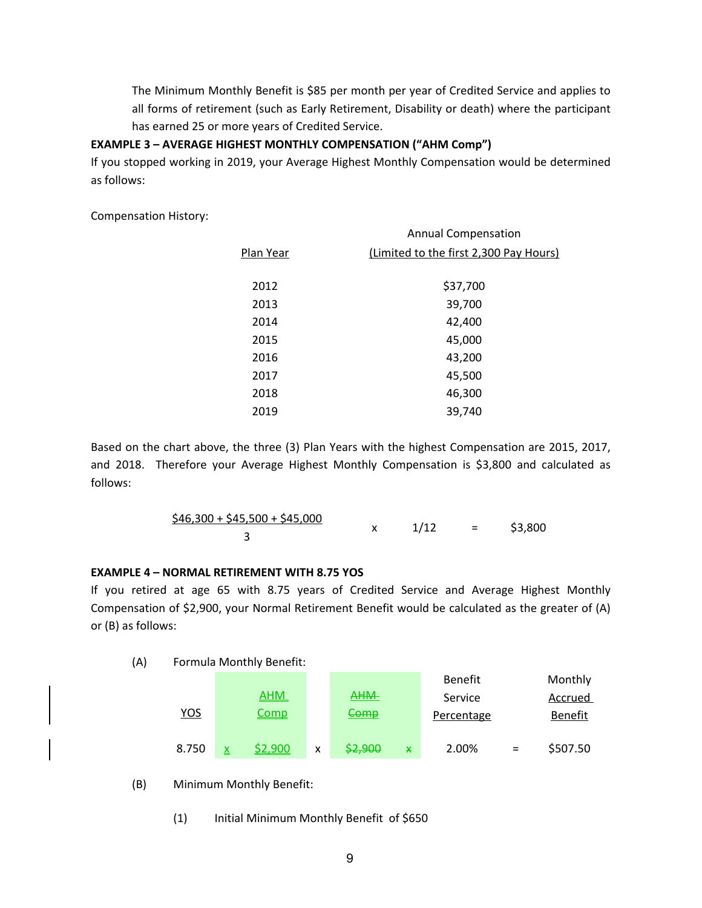The Minimum Monthly Benefit is $85 per month per year of Credited Service and applies to all forms of retirement (such as Early Retirement, Disability or death) where the participant has earned 25 or more years of Credited Service.

**EXAMPLE 3 – AVERAGE HIGHEST MONTHLY COMPENSATION ("AHM Comp")**

If you stopped working in 2019, your Average Highest Monthly Compensation would be determined as follows:

Compensation History:

| Plan Year | Annual Compensation (Limited to the first 2,300 Pay Hours) |
|---|---|
| 2012 | $37,700 |
| 2013 | 39,700 |
| 2014 | 42,400 |
| 2015 | 45,000 |
| 2016 | 43,200 |
| 2017 | 45,500 |
| 2018 | 46,300 |
| 2019 | 39,740 |

Based on the chart above, the three (3) Plan Years with the highest Compensation are 2015, 2017, and 2018. Therefore your Average Highest Monthly Compensation is $3,800 and calculated as follows:

$$\frac{\$46{,}300 + \$45{,}500 + \$45{,}000}{3} \times 1/12 = \$3{,}800$$

**EXAMPLE 4 – NORMAL RETIREMENT WITH 8.75 YOS**

If you retired at age 65 with 8.75 years of Credited Service and Average Highest Monthly Compensation of $2,900, your Normal Retirement Benefit would be calculated as the greater of (A) or (B) as follows:

(A) Formula Monthly Benefit:

| YOS | | AHM Comp | | ~~AHM Comp~~ | | Benefit Service Percentage | | Monthly Accrued Benefit |
|---|---|---|---|---|---|---|---|---|
| 8.750 | x | $2,900 | x | ~~$2,900~~ | ~~x~~ | 2.00% | = | $507.50 |

(B) Minimum Monthly Benefit:

(1) Initial Minimum Monthly Benefit of $650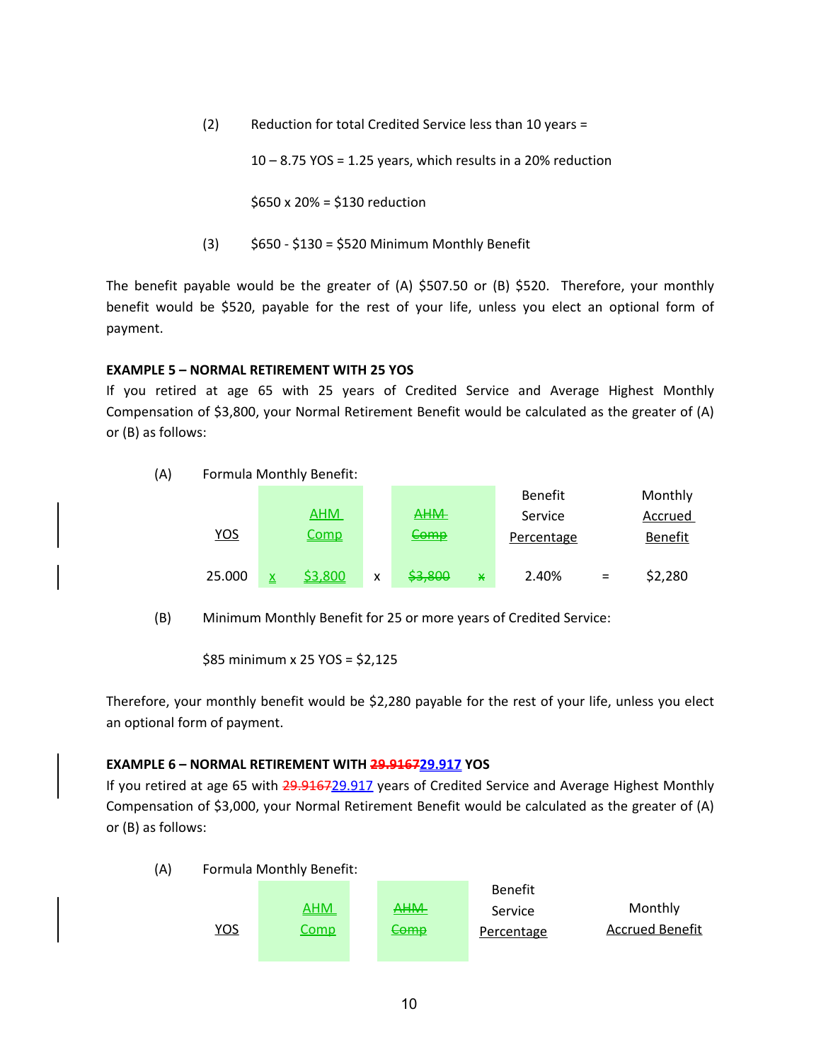(2) Reduction for total Credited Service less than 10 years =

10 – 8.75 YOS = 1.25 years, which results in a 20% reduction

$650 x 20% = $130 reduction

(3) $650 - $130 = $520 Minimum Monthly Benefit

The benefit payable would be the greater of (A) $507.50 or (B) $520. Therefore, your monthly benefit would be $520, payable for the rest of your life, unless you elect an optional form of payment.

**EXAMPLE 5 – NORMAL RETIREMENT WITH 25 YOS**

If you retired at age 65 with 25 years of Credited Service and Average Highest Monthly Compensation of $3,800, your Normal Retirement Benefit would be calculated as the greater of (A) or (B) as follows:

(A) Formula Monthly Benefit:

| YOS | | AHM Comp | | ~~AHM Comp~~ | | Benefit Service Percentage | | Monthly Accrued Benefit |
|---|---|---|---|---|---|---|---|---|
| 25.000 | x | $3,800 | x | ~~$3,800~~ | ~~x~~ | 2.40% | = | $2,280 |

(B) Minimum Monthly Benefit for 25 or more years of Credited Service:

$85 minimum x 25 YOS = $2,125

Therefore, your monthly benefit would be $2,280 payable for the rest of your life, unless you elect an optional form of payment.

**EXAMPLE 6 – NORMAL RETIREMENT WITH ~~29.9167~~29.917 YOS**

If you retired at age 65 with ~~29.9167~~29.917 years of Credited Service and Average Highest Monthly Compensation of $3,000, your Normal Retirement Benefit would be calculated as the greater of (A) or (B) as follows:

(A) Formula Monthly Benefit:

| YOS | AHM Comp | ~~AHM Comp~~ | Benefit Service Percentage | Monthly Accrued Benefit |
|---|---|---|---|---|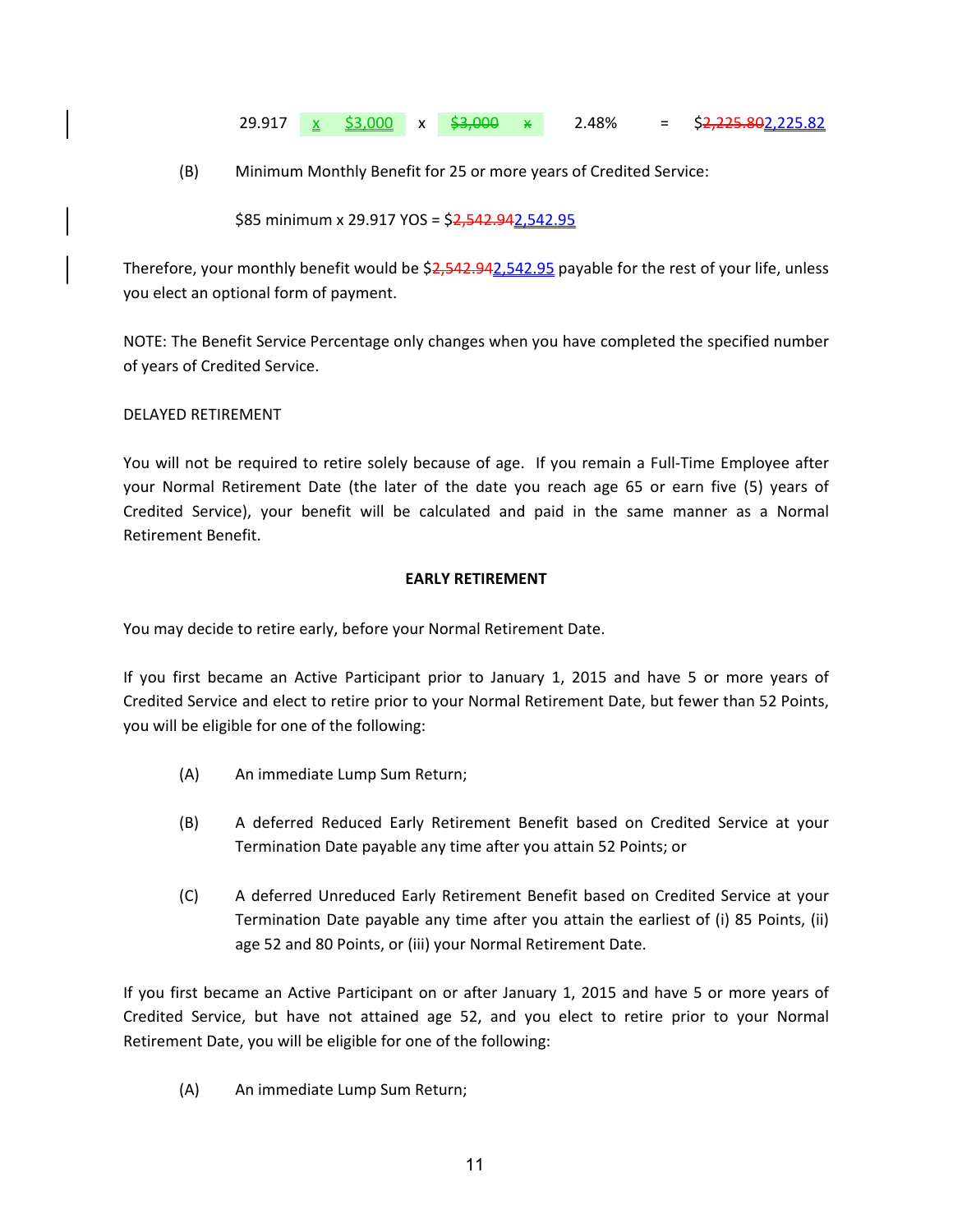29.917 x $3,000 x ~~$3,000 x~~ 2.48% = $~~2,225.80~~2,225.82

(B) Minimum Monthly Benefit for 25 or more years of Credited Service:

$85 minimum x 29.917 YOS = $~~2,542.94~~2,542.95

Therefore, your monthly benefit would be $~~2,542.94~~2,542.95 payable for the rest of your life, unless you elect an optional form of payment.

NOTE: The Benefit Service Percentage only changes when you have completed the specified number of years of Credited Service.

DELAYED RETIREMENT

You will not be required to retire solely because of age. If you remain a Full-Time Employee after your Normal Retirement Date (the later of the date you reach age 65 or earn five (5) years of Credited Service), your benefit will be calculated and paid in the same manner as a Normal Retirement Benefit.

## EARLY RETIREMENT

You may decide to retire early, before your Normal Retirement Date.

If you first became an Active Participant prior to January 1, 2015 and have 5 or more years of Credited Service and elect to retire prior to your Normal Retirement Date, but fewer than 52 Points, you will be eligible for one of the following:

(A) An immediate Lump Sum Return;

(B) A deferred Reduced Early Retirement Benefit based on Credited Service at your Termination Date payable any time after you attain 52 Points; or

(C) A deferred Unreduced Early Retirement Benefit based on Credited Service at your Termination Date payable any time after you attain the earliest of (i) 85 Points, (ii) age 52 and 80 Points, or (iii) your Normal Retirement Date.

If you first became an Active Participant on or after January 1, 2015 and have 5 or more years of Credited Service, but have not attained age 52, and you elect to retire prior to your Normal Retirement Date, you will be eligible for one of the following:

(A) An immediate Lump Sum Return;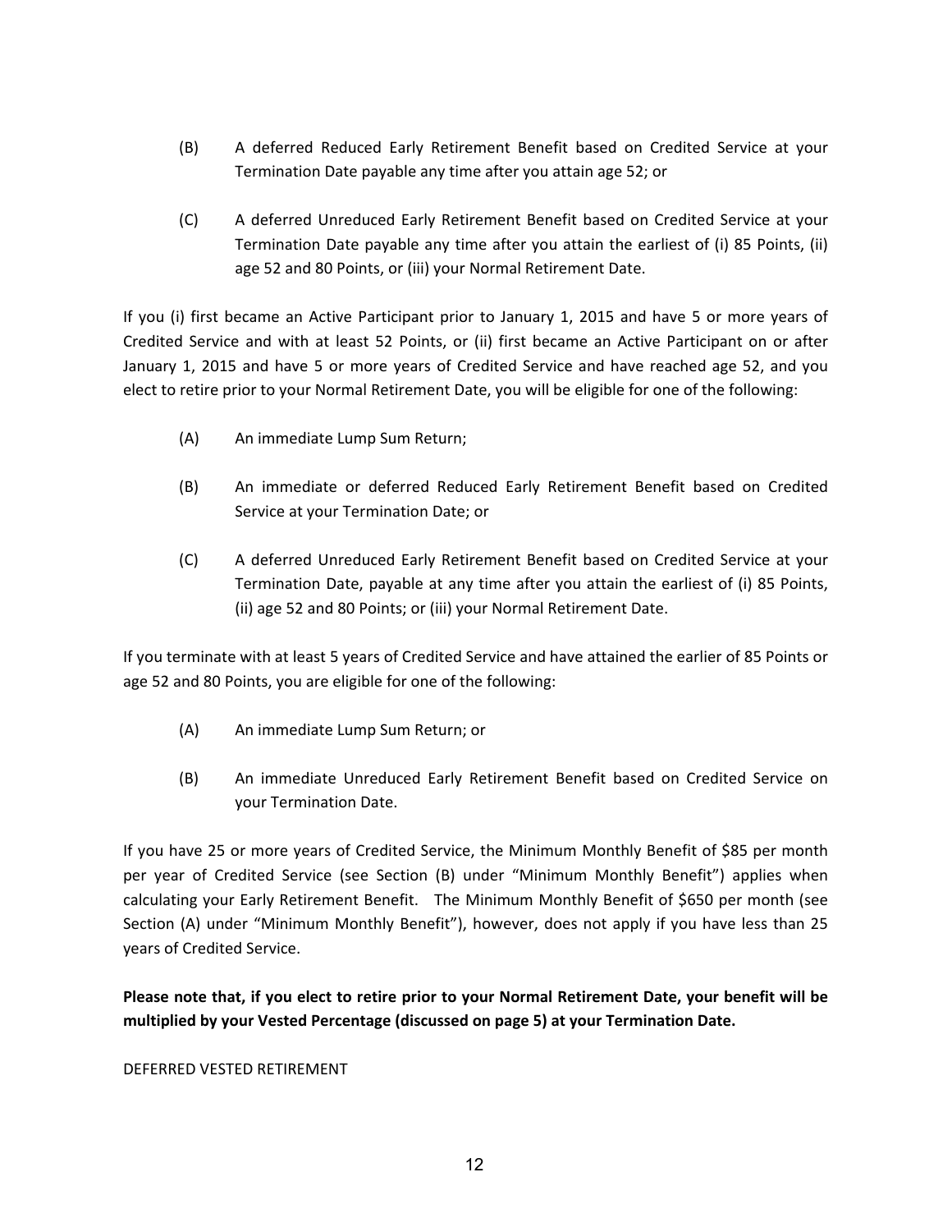(B) A deferred Reduced Early Retirement Benefit based on Credited Service at your Termination Date payable any time after you attain age 52; or

(C) A deferred Unreduced Early Retirement Benefit based on Credited Service at your Termination Date payable any time after you attain the earliest of (i) 85 Points, (ii) age 52 and 80 Points, or (iii) your Normal Retirement Date.

If you (i) first became an Active Participant prior to January 1, 2015 and have 5 or more years of Credited Service and with at least 52 Points, or (ii) first became an Active Participant on or after January 1, 2015 and have 5 or more years of Credited Service and have reached age 52, and you elect to retire prior to your Normal Retirement Date, you will be eligible for one of the following:

(A) An immediate Lump Sum Return;

(B) An immediate or deferred Reduced Early Retirement Benefit based on Credited Service at your Termination Date; or

(C) A deferred Unreduced Early Retirement Benefit based on Credited Service at your Termination Date, payable at any time after you attain the earliest of (i) 85 Points, (ii) age 52 and 80 Points; or (iii) your Normal Retirement Date.

If you terminate with at least 5 years of Credited Service and have attained the earlier of 85 Points or age 52 and 80 Points, you are eligible for one of the following:

(A) An immediate Lump Sum Return; or

(B) An immediate Unreduced Early Retirement Benefit based on Credited Service on your Termination Date.

If you have 25 or more years of Credited Service, the Minimum Monthly Benefit of $85 per month per year of Credited Service (see Section (B) under "Minimum Monthly Benefit") applies when calculating your Early Retirement Benefit. The Minimum Monthly Benefit of $650 per month (see Section (A) under "Minimum Monthly Benefit"), however, does not apply if you have less than 25 years of Credited Service.

**Please note that, if you elect to retire prior to your Normal Retirement Date, your benefit will be multiplied by your Vested Percentage (discussed on page 5) at your Termination Date.**

DEFERRED VESTED RETIREMENT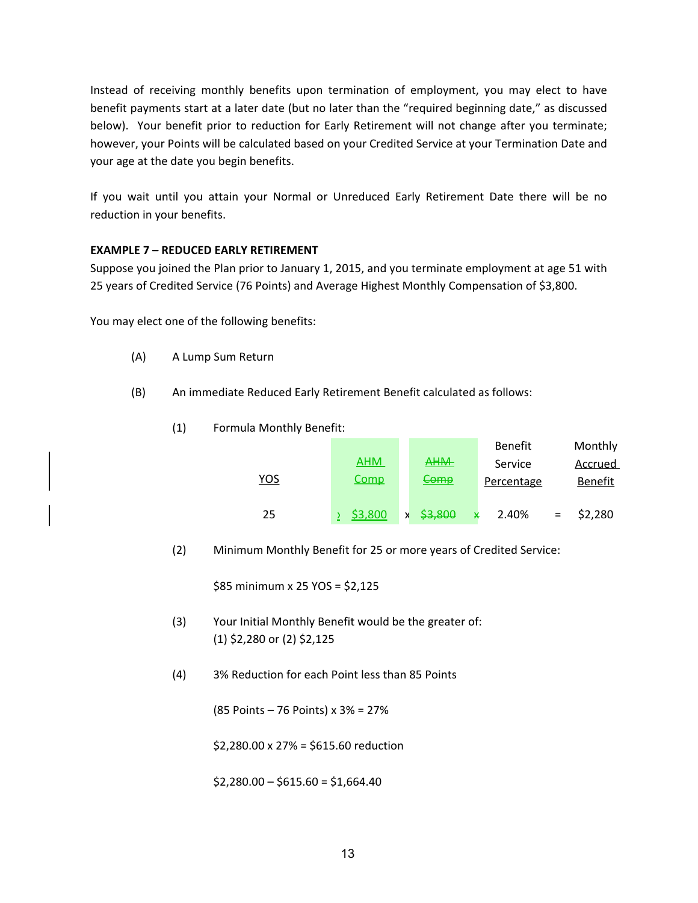Instead of receiving monthly benefits upon termination of employment, you may elect to have benefit payments start at a later date (but no later than the "required beginning date," as discussed below). Your benefit prior to reduction for Early Retirement will not change after you terminate; however, your Points will be calculated based on your Credited Service at your Termination Date and your age at the date you begin benefits.

If you wait until you attain your Normal or Unreduced Early Retirement Date there will be no reduction in your benefits.

**EXAMPLE 7 – REDUCED EARLY RETIREMENT**

Suppose you joined the Plan prior to January 1, 2015, and you terminate employment at age 51 with 25 years of Credited Service (76 Points) and Average Highest Monthly Compensation of $3,800.

You may elect one of the following benefits:

(A) A Lump Sum Return

(B) An immediate Reduced Early Retirement Benefit calculated as follows:

(1) Formula Monthly Benefit:

| YOS | | AHM Comp | | ~~AHM Comp~~ | | Benefit Service Percentage | | Monthly Accrued Benefit |
|---|---|---|---|---|---|---|---|---|
| 25 | x | $3,800 | x | ~~$3,800~~ | ~~x~~ | 2.40% | = | $2,280 |

(2) Minimum Monthly Benefit for 25 or more years of Credited Service:

$85 minimum x 25 YOS = $2,125

(3) Your Initial Monthly Benefit would be the greater of:
(1) $2,280 or (2) $2,125

(4) 3% Reduction for each Point less than 85 Points

(85 Points – 76 Points) x 3% = 27%

$2,280.00 x 27% = $615.60 reduction

$2,280.00 – $615.60 = $1,664.40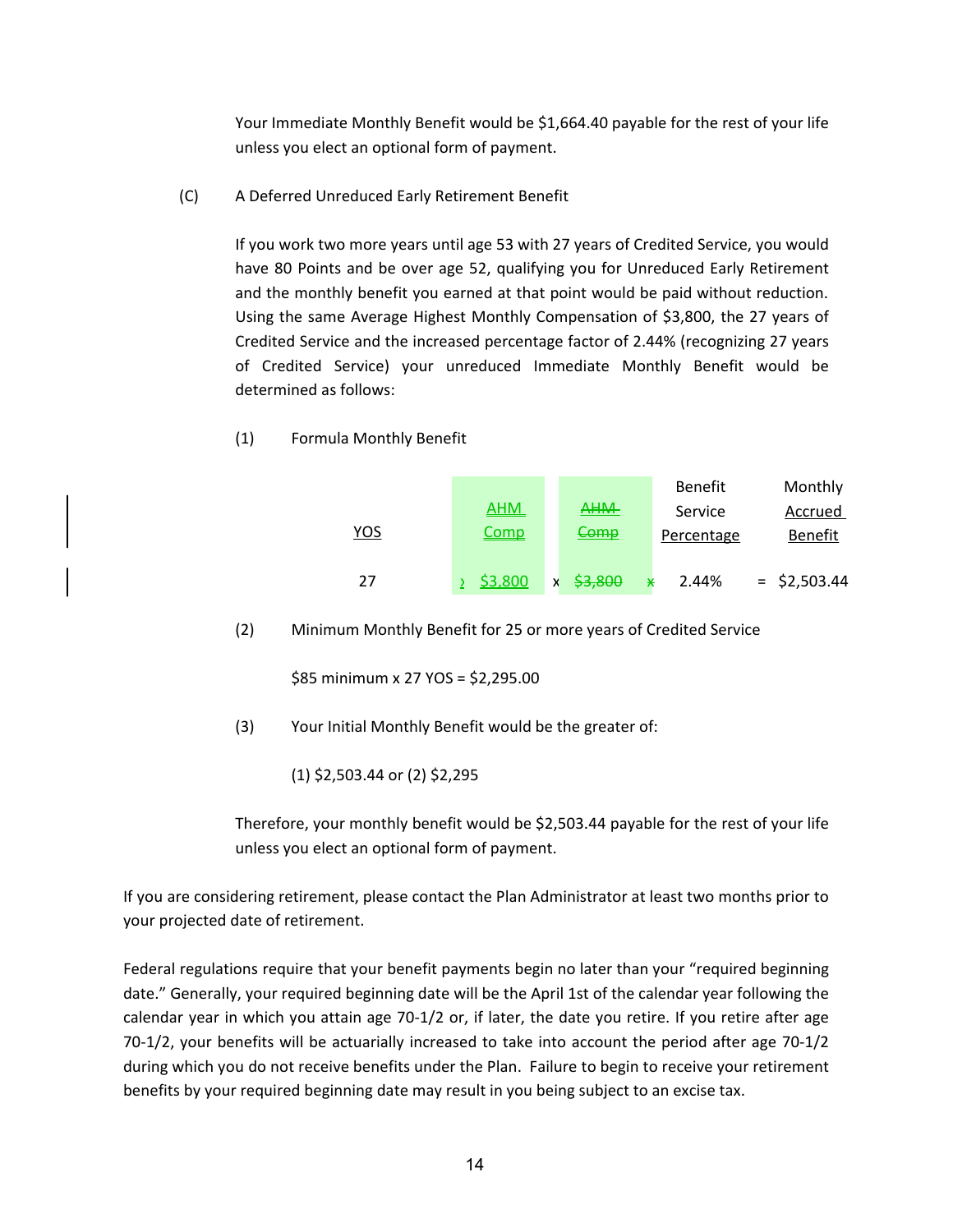Your Immediate Monthly Benefit would be $1,664.40 payable for the rest of your life unless you elect an optional form of payment.

(C) A Deferred Unreduced Early Retirement Benefit

If you work two more years until age 53 with 27 years of Credited Service, you would have 80 Points and be over age 52, qualifying you for Unreduced Early Retirement and the monthly benefit you earned at that point would be paid without reduction. Using the same Average Highest Monthly Compensation of $3,800, the 27 years of Credited Service and the increased percentage factor of 2.44% (recognizing 27 years of Credited Service) your unreduced Immediate Monthly Benefit would be determined as follows:

(1) Formula Monthly Benefit

| YOS | | AHM Comp | | ~~AHM Comp~~ | | Benefit Service Percentage | | Monthly Accrued Benefit |
|---|---|---|---|---|---|---|---|---|
| 27 | x | $3,800 | x | ~~$3,800~~ | ~~x~~ | 2.44% | = | $2,503.44 |

(2) Minimum Monthly Benefit for 25 or more years of Credited Service

$85 minimum x 27 YOS = $2,295.00

(3) Your Initial Monthly Benefit would be the greater of:

(1) $2,503.44 or (2) $2,295

Therefore, your monthly benefit would be $2,503.44 payable for the rest of your life unless you elect an optional form of payment.

If you are considering retirement, please contact the Plan Administrator at least two months prior to your projected date of retirement.

Federal regulations require that your benefit payments begin no later than your "required beginning date." Generally, your required beginning date will be the April 1st of the calendar year following the calendar year in which you attain age 70-1/2 or, if later, the date you retire. If you retire after age 70-1/2, your benefits will be actuarially increased to take into account the period after age 70-1/2 during which you do not receive benefits under the Plan. Failure to begin to receive your retirement benefits by your required beginning date may result in you being subject to an excise tax.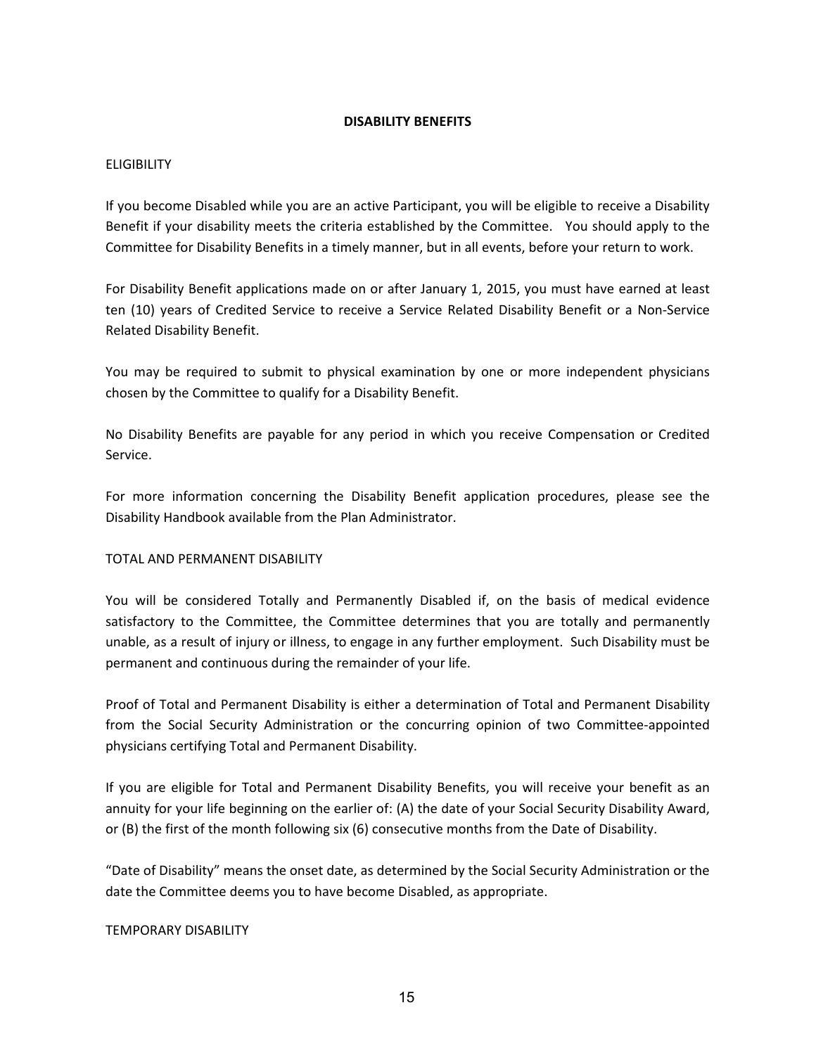## DISABILITY BENEFITS

### ELIGIBILITY

If you become Disabled while you are an active Participant, you will be eligible to receive a Disability Benefit if your disability meets the criteria established by the Committee. You should apply to the Committee for Disability Benefits in a timely manner, but in all events, before your return to work.

For Disability Benefit applications made on or after January 1, 2015, you must have earned at least ten (10) years of Credited Service to receive a Service Related Disability Benefit or a Non-Service Related Disability Benefit.

You may be required to submit to physical examination by one or more independent physicians chosen by the Committee to qualify for a Disability Benefit.

No Disability Benefits are payable for any period in which you receive Compensation or Credited Service.

For more information concerning the Disability Benefit application procedures, please see the Disability Handbook available from the Plan Administrator.

### TOTAL AND PERMANENT DISABILITY

You will be considered Totally and Permanently Disabled if, on the basis of medical evidence satisfactory to the Committee, the Committee determines that you are totally and permanently unable, as a result of injury or illness, to engage in any further employment. Such Disability must be permanent and continuous during the remainder of your life.

Proof of Total and Permanent Disability is either a determination of Total and Permanent Disability from the Social Security Administration or the concurring opinion of two Committee-appointed physicians certifying Total and Permanent Disability.

If you are eligible for Total and Permanent Disability Benefits, you will receive your benefit as an annuity for your life beginning on the earlier of: (A) the date of your Social Security Disability Award, or (B) the first of the month following six (6) consecutive months from the Date of Disability.

"Date of Disability" means the onset date, as determined by the Social Security Administration or the date the Committee deems you to have become Disabled, as appropriate.

### TEMPORARY DISABILITY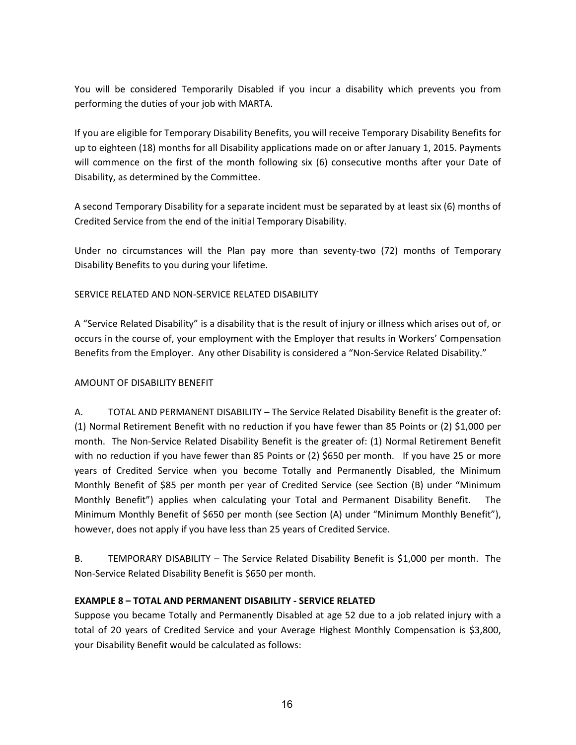You will be considered Temporarily Disabled if you incur a disability which prevents you from performing the duties of your job with MARTA.

If you are eligible for Temporary Disability Benefits, you will receive Temporary Disability Benefits for up to eighteen (18) months for all Disability applications made on or after January 1, 2015. Payments will commence on the first of the month following six (6) consecutive months after your Date of Disability, as determined by the Committee.

A second Temporary Disability for a separate incident must be separated by at least six (6) months of Credited Service from the end of the initial Temporary Disability.

Under no circumstances will the Plan pay more than seventy-two (72) months of Temporary Disability Benefits to you during your lifetime.

SERVICE RELATED AND NON-SERVICE RELATED DISABILITY

A "Service Related Disability" is a disability that is the result of injury or illness which arises out of, or occurs in the course of, your employment with the Employer that results in Workers' Compensation Benefits from the Employer. Any other Disability is considered a "Non-Service Related Disability."

AMOUNT OF DISABILITY BENEFIT

A. TOTAL AND PERMANENT DISABILITY – The Service Related Disability Benefit is the greater of: (1) Normal Retirement Benefit with no reduction if you have fewer than 85 Points or (2) $1,000 per month. The Non-Service Related Disability Benefit is the greater of: (1) Normal Retirement Benefit with no reduction if you have fewer than 85 Points or (2) $650 per month. If you have 25 or more years of Credited Service when you become Totally and Permanently Disabled, the Minimum Monthly Benefit of $85 per month per year of Credited Service (see Section (B) under "Minimum Monthly Benefit") applies when calculating your Total and Permanent Disability Benefit. The Minimum Monthly Benefit of $650 per month (see Section (A) under "Minimum Monthly Benefit"), however, does not apply if you have less than 25 years of Credited Service.

B. TEMPORARY DISABILITY – The Service Related Disability Benefit is $1,000 per month. The Non-Service Related Disability Benefit is $650 per month.

**EXAMPLE 8 – TOTAL AND PERMANENT DISABILITY - SERVICE RELATED**

Suppose you became Totally and Permanently Disabled at age 52 due to a job related injury with a total of 20 years of Credited Service and your Average Highest Monthly Compensation is $3,800, your Disability Benefit would be calculated as follows: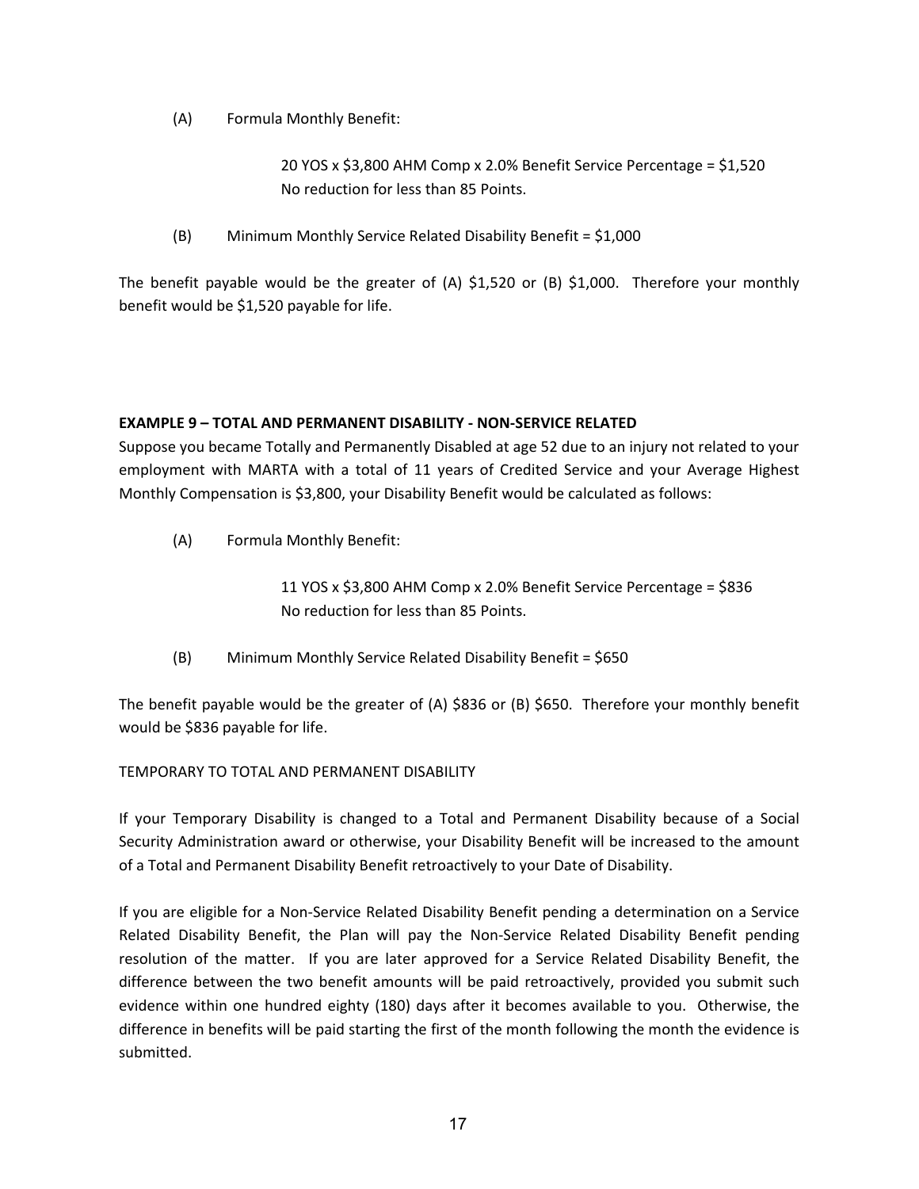(A) Formula Monthly Benefit:

> 20 YOS x $3,800 AHM Comp x 2.0% Benefit Service Percentage = $1,520
> No reduction for less than 85 Points.

(B) Minimum Monthly Service Related Disability Benefit = $1,000

The benefit payable would be the greater of (A) $1,520 or (B) $1,000. Therefore your monthly benefit would be $1,520 payable for life.

**EXAMPLE 9 – TOTAL AND PERMANENT DISABILITY - NON-SERVICE RELATED**

Suppose you became Totally and Permanently Disabled at age 52 due to an injury not related to your employment with MARTA with a total of 11 years of Credited Service and your Average Highest Monthly Compensation is $3,800, your Disability Benefit would be calculated as follows:

(A) Formula Monthly Benefit:

> 11 YOS x $3,800 AHM Comp x 2.0% Benefit Service Percentage = $836
> No reduction for less than 85 Points.

(B) Minimum Monthly Service Related Disability Benefit = $650

The benefit payable would be the greater of (A) $836 or (B) $650. Therefore your monthly benefit would be $836 payable for life.

TEMPORARY TO TOTAL AND PERMANENT DISABILITY

If your Temporary Disability is changed to a Total and Permanent Disability because of a Social Security Administration award or otherwise, your Disability Benefit will be increased to the amount of a Total and Permanent Disability Benefit retroactively to your Date of Disability.

If you are eligible for a Non-Service Related Disability Benefit pending a determination on a Service Related Disability Benefit, the Plan will pay the Non-Service Related Disability Benefit pending resolution of the matter. If you are later approved for a Service Related Disability Benefit, the difference between the two benefit amounts will be paid retroactively, provided you submit such evidence within one hundred eighty (180) days after it becomes available to you. Otherwise, the difference in benefits will be paid starting the first of the month following the month the evidence is submitted.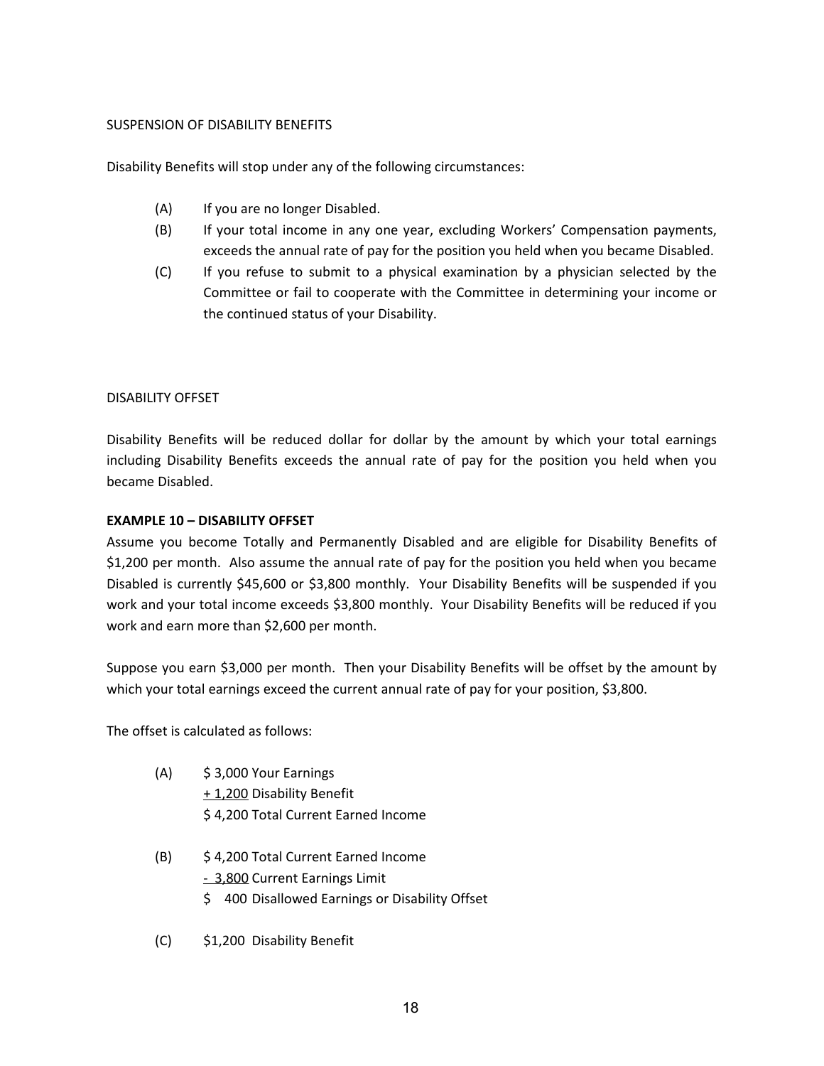SUSPENSION OF DISABILITY BENEFITS

Disability Benefits will stop under any of the following circumstances:

(A) If you are no longer Disabled.

(B) If your total income in any one year, excluding Workers' Compensation payments, exceeds the annual rate of pay for the position you held when you became Disabled.

(C) If you refuse to submit to a physical examination by a physician selected by the Committee or fail to cooperate with the Committee in determining your income or the continued status of your Disability.

DISABILITY OFFSET

Disability Benefits will be reduced dollar for dollar by the amount by which your total earnings including Disability Benefits exceeds the annual rate of pay for the position you held when you became Disabled.

**EXAMPLE 10 – DISABILITY OFFSET**

Assume you become Totally and Permanently Disabled and are eligible for Disability Benefits of $1,200 per month. Also assume the annual rate of pay for the position you held when you became Disabled is currently $45,600 or $3,800 monthly. Your Disability Benefits will be suspended if you work and your total income exceeds $3,800 monthly. Your Disability Benefits will be reduced if you work and earn more than $2,600 per month.

Suppose you earn $3,000 per month. Then your Disability Benefits will be offset by the amount by which your total earnings exceed the current annual rate of pay for your position, $3,800.

The offset is calculated as follows:

(A) $ 3,000 Your Earnings  
+ 1,200 Disability Benefit  
$ 4,200 Total Current Earned Income

(B) $ 4,200 Total Current Earned Income  
- 3,800 Current Earnings Limit  
$ 400 Disallowed Earnings or Disability Offset

(C) $1,200 Disability Benefit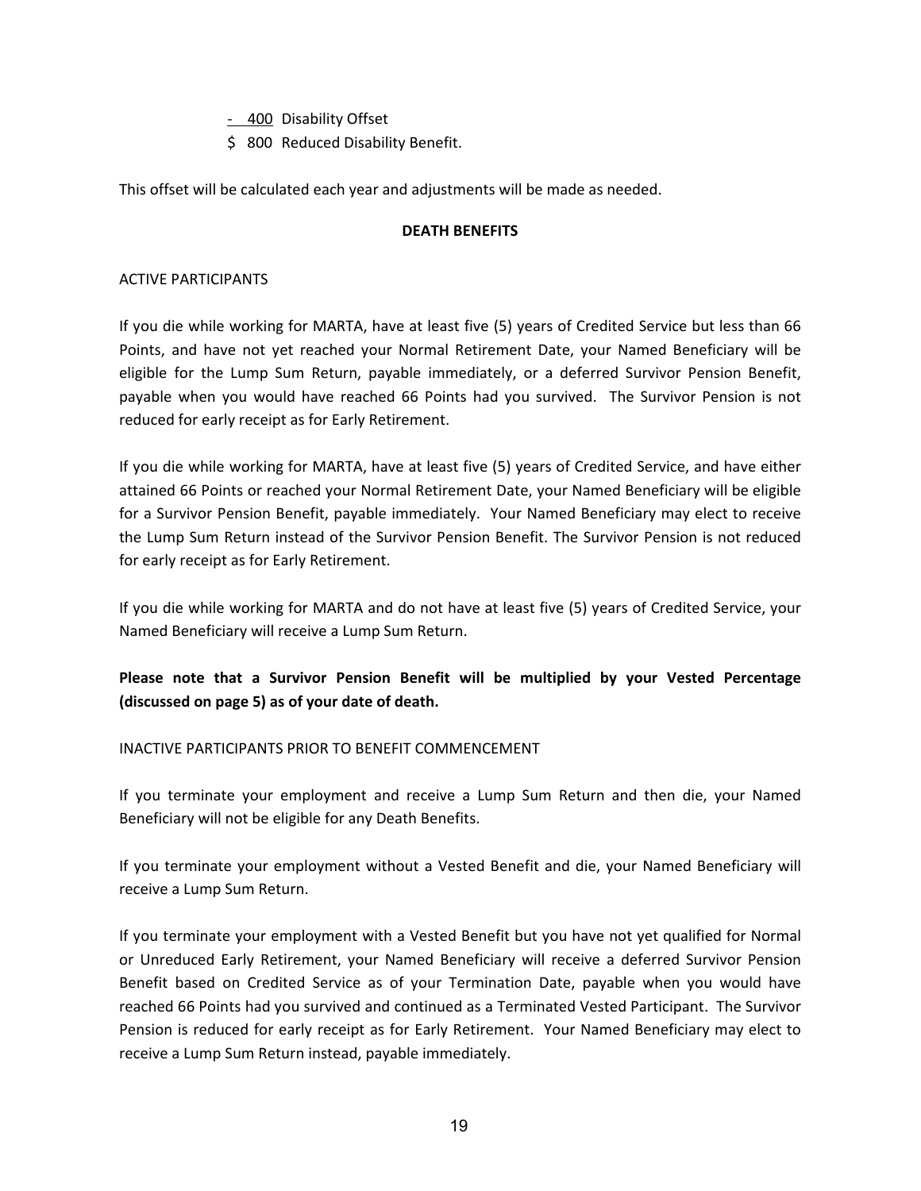-  400  Disability Offset

$  800  Reduced Disability Benefit.

This offset will be calculated each year and adjustments will be made as needed.

**DEATH BENEFITS**

ACTIVE PARTICIPANTS

If you die while working for MARTA, have at least five (5) years of Credited Service but less than 66 Points, and have not yet reached your Normal Retirement Date, your Named Beneficiary will be eligible for the Lump Sum Return, payable immediately, or a deferred Survivor Pension Benefit, payable when you would have reached 66 Points had you survived. The Survivor Pension is not reduced for early receipt as for Early Retirement.

If you die while working for MARTA, have at least five (5) years of Credited Service, and have either attained 66 Points or reached your Normal Retirement Date, your Named Beneficiary will be eligible for a Survivor Pension Benefit, payable immediately. Your Named Beneficiary may elect to receive the Lump Sum Return instead of the Survivor Pension Benefit. The Survivor Pension is not reduced for early receipt as for Early Retirement.

If you die while working for MARTA and do not have at least five (5) years of Credited Service, your Named Beneficiary will receive a Lump Sum Return.

**Please note that a Survivor Pension Benefit will be multiplied by your Vested Percentage (discussed on page 5) as of your date of death.**

INACTIVE PARTICIPANTS PRIOR TO BENEFIT COMMENCEMENT

If you terminate your employment and receive a Lump Sum Return and then die, your Named Beneficiary will not be eligible for any Death Benefits.

If you terminate your employment without a Vested Benefit and die, your Named Beneficiary will receive a Lump Sum Return.

If you terminate your employment with a Vested Benefit but you have not yet qualified for Normal or Unreduced Early Retirement, your Named Beneficiary will receive a deferred Survivor Pension Benefit based on Credited Service as of your Termination Date, payable when you would have reached 66 Points had you survived and continued as a Terminated Vested Participant. The Survivor Pension is reduced for early receipt as for Early Retirement. Your Named Beneficiary may elect to receive a Lump Sum Return instead, payable immediately.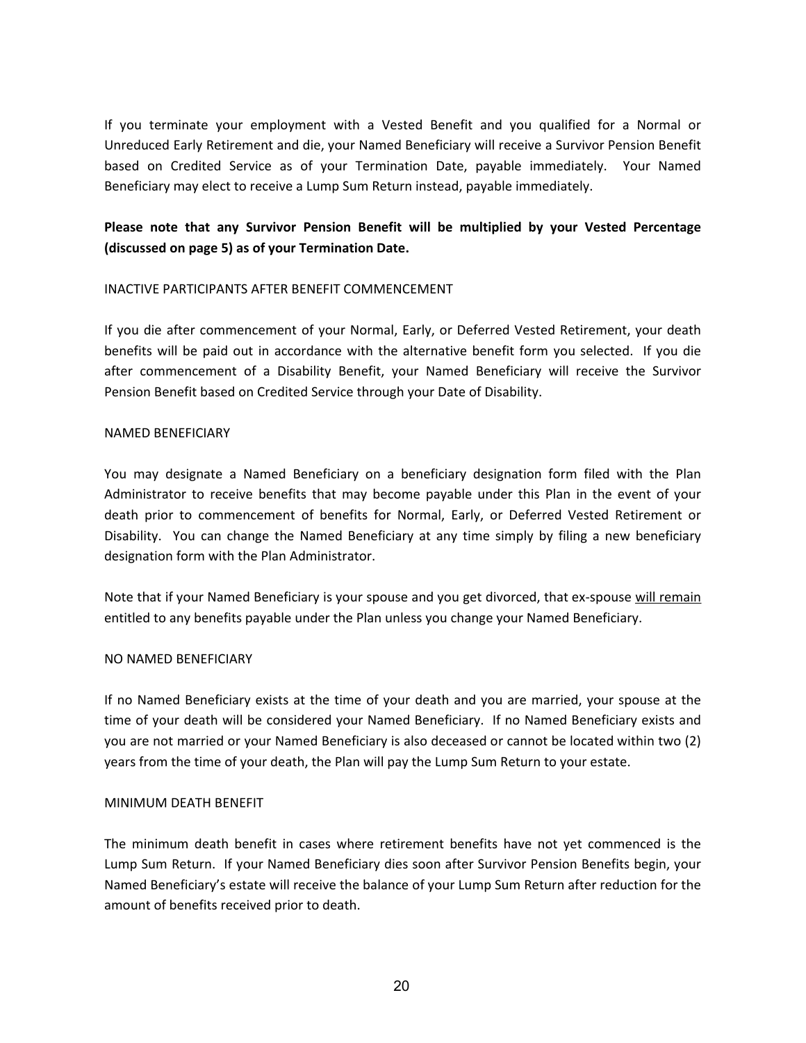If you terminate your employment with a Vested Benefit and you qualified for a Normal or Unreduced Early Retirement and die, your Named Beneficiary will receive a Survivor Pension Benefit based on Credited Service as of your Termination Date, payable immediately. Your Named Beneficiary may elect to receive a Lump Sum Return instead, payable immediately.

**Please note that any Survivor Pension Benefit will be multiplied by your Vested Percentage (discussed on page 5) as of your Termination Date.**

## INACTIVE PARTICIPANTS AFTER BENEFIT COMMENCEMENT

If you die after commencement of your Normal, Early, or Deferred Vested Retirement, your death benefits will be paid out in accordance with the alternative benefit form you selected. If you die after commencement of a Disability Benefit, your Named Beneficiary will receive the Survivor Pension Benefit based on Credited Service through your Date of Disability.

## NAMED BENEFICIARY

You may designate a Named Beneficiary on a beneficiary designation form filed with the Plan Administrator to receive benefits that may become payable under this Plan in the event of your death prior to commencement of benefits for Normal, Early, or Deferred Vested Retirement or Disability. You can change the Named Beneficiary at any time simply by filing a new beneficiary designation form with the Plan Administrator.

Note that if your Named Beneficiary is your spouse and you get divorced, that ex-spouse <u>will remain</u> entitled to any benefits payable under the Plan unless you change your Named Beneficiary.

## NO NAMED BENEFICIARY

If no Named Beneficiary exists at the time of your death and you are married, your spouse at the time of your death will be considered your Named Beneficiary. If no Named Beneficiary exists and you are not married or your Named Beneficiary is also deceased or cannot be located within two (2) years from the time of your death, the Plan will pay the Lump Sum Return to your estate.

## MINIMUM DEATH BENEFIT

The minimum death benefit in cases where retirement benefits have not yet commenced is the Lump Sum Return. If your Named Beneficiary dies soon after Survivor Pension Benefits begin, your Named Beneficiary's estate will receive the balance of your Lump Sum Return after reduction for the amount of benefits received prior to death.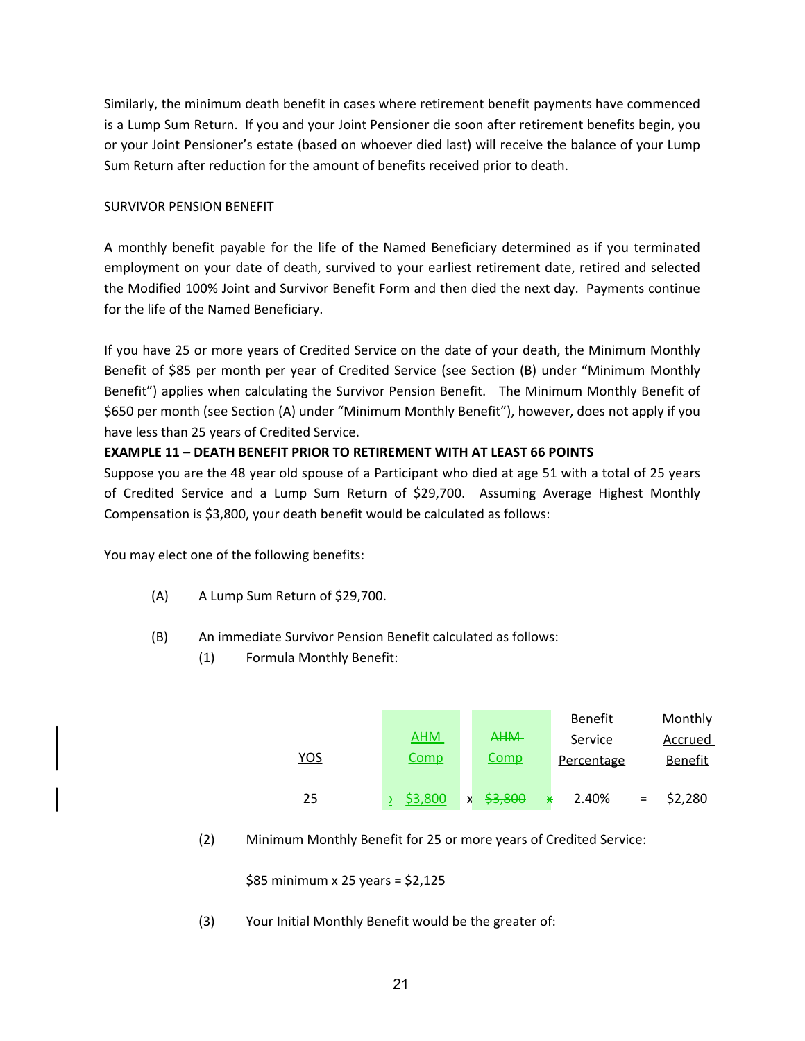Similarly, the minimum death benefit in cases where retirement benefit payments have commenced is a Lump Sum Return. If you and your Joint Pensioner die soon after retirement benefits begin, you or your Joint Pensioner's estate (based on whoever died last) will receive the balance of your Lump Sum Return after reduction for the amount of benefits received prior to death.

SURVIVOR PENSION BENEFIT

A monthly benefit payable for the life of the Named Beneficiary determined as if you terminated employment on your date of death, survived to your earliest retirement date, retired and selected the Modified 100% Joint and Survivor Benefit Form and then died the next day. Payments continue for the life of the Named Beneficiary.

If you have 25 or more years of Credited Service on the date of your death, the Minimum Monthly Benefit of $85 per month per year of Credited Service (see Section (B) under "Minimum Monthly Benefit") applies when calculating the Survivor Pension Benefit. The Minimum Monthly Benefit of $650 per month (see Section (A) under "Minimum Monthly Benefit"), however, does not apply if you have less than 25 years of Credited Service.

**EXAMPLE 11 – DEATH BENEFIT PRIOR TO RETIREMENT WITH AT LEAST 66 POINTS**

Suppose you are the 48 year old spouse of a Participant who died at age 51 with a total of 25 years of Credited Service and a Lump Sum Return of $29,700. Assuming Average Highest Monthly Compensation is $3,800, your death benefit would be calculated as follows:

You may elect one of the following benefits:

(A) A Lump Sum Return of $29,700.

(B) An immediate Survivor Pension Benefit calculated as follows:

(1) Formula Monthly Benefit:

| YOS | | AHM Comp | | ~~AHM Comp~~ | | Benefit Service Percentage | | Monthly Accrued Benefit |
|---|---|---|---|---|---|---|---|---|
| 25 | x | $3,800 | x | ~~$3,800~~ | ~~x~~ | 2.40% | = | $2,280 |

(2) Minimum Monthly Benefit for 25 or more years of Credited Service:

$85 minimum x 25 years = $2,125

(3) Your Initial Monthly Benefit would be the greater of: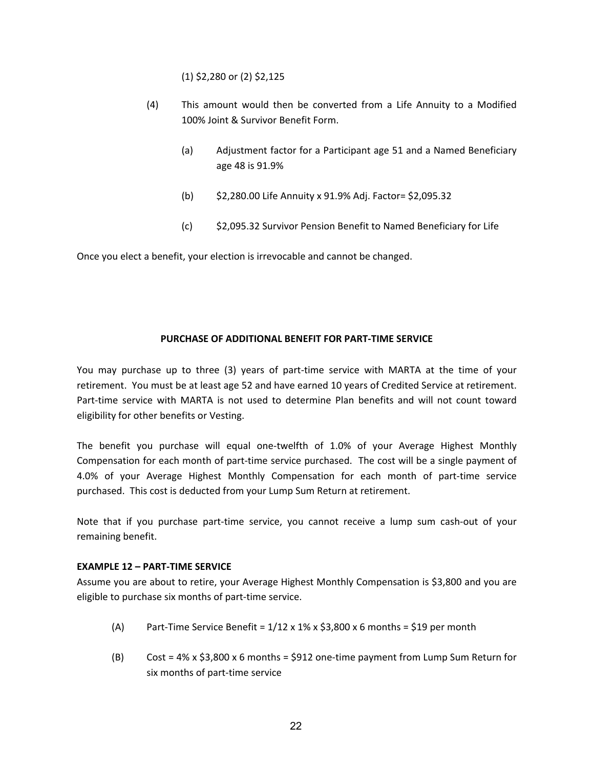(1) $2,280 or (2) $2,125

(4) This amount would then be converted from a Life Annuity to a Modified 100% Joint & Survivor Benefit Form.

  (a) Adjustment factor for a Participant age 51 and a Named Beneficiary age 48 is 91.9%

  (b) $2,280.00 Life Annuity x 91.9% Adj. Factor= $2,095.32

  (c) $2,095.32 Survivor Pension Benefit to Named Beneficiary for Life

Once you elect a benefit, your election is irrevocable and cannot be changed.

## PURCHASE OF ADDITIONAL BENEFIT FOR PART-TIME SERVICE

You may purchase up to three (3) years of part-time service with MARTA at the time of your retirement. You must be at least age 52 and have earned 10 years of Credited Service at retirement. Part-time service with MARTA is not used to determine Plan benefits and will not count toward eligibility for other benefits or Vesting.

The benefit you purchase will equal one-twelfth of 1.0% of your Average Highest Monthly Compensation for each month of part-time service purchased. The cost will be a single payment of 4.0% of your Average Highest Monthly Compensation for each month of part-time service purchased. This cost is deducted from your Lump Sum Return at retirement.

Note that if you purchase part-time service, you cannot receive a lump sum cash-out of your remaining benefit.

**EXAMPLE 12 – PART-TIME SERVICE**

Assume you are about to retire, your Average Highest Monthly Compensation is $3,800 and you are eligible to purchase six months of part-time service.

(A) Part-Time Service Benefit = 1/12 x 1% x $3,800 x 6 months = $19 per month

(B) Cost = 4% x $3,800 x 6 months = $912 one-time payment from Lump Sum Return for six months of part-time service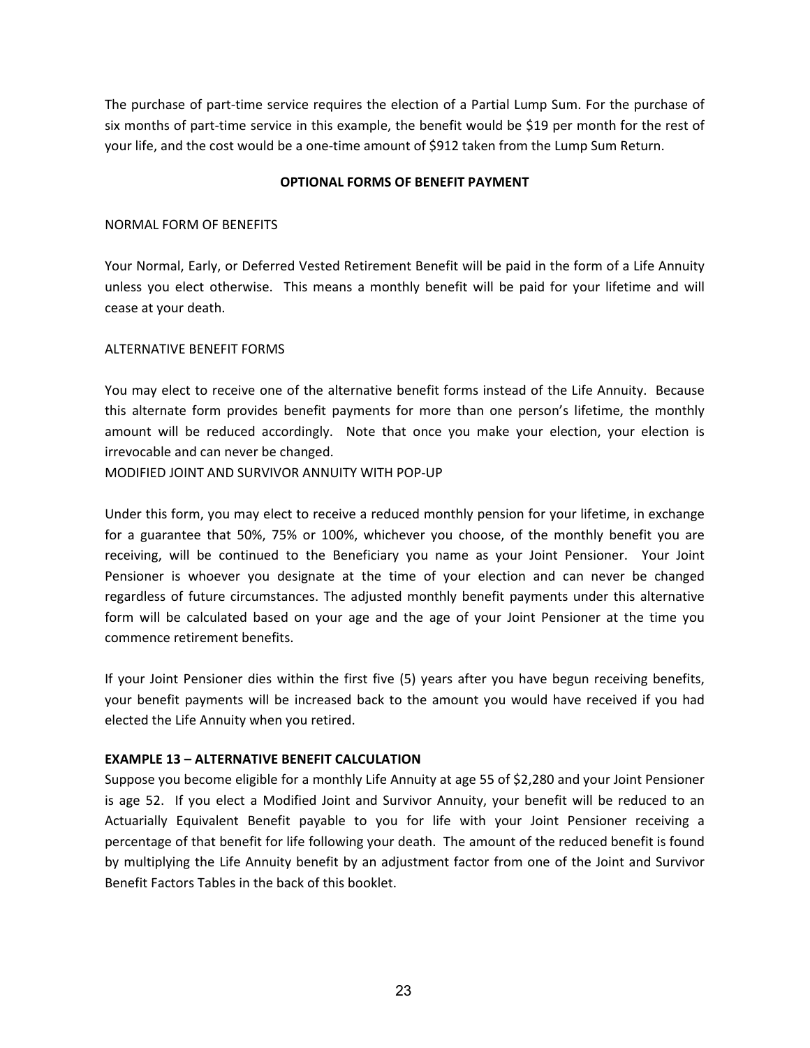The purchase of part-time service requires the election of a Partial Lump Sum. For the purchase of six months of part-time service in this example, the benefit would be $19 per month for the rest of your life, and the cost would be a one-time amount of $912 taken from the Lump Sum Return.

## OPTIONAL FORMS OF BENEFIT PAYMENT

### NORMAL FORM OF BENEFITS

Your Normal, Early, or Deferred Vested Retirement Benefit will be paid in the form of a Life Annuity unless you elect otherwise. This means a monthly benefit will be paid for your lifetime and will cease at your death.

### ALTERNATIVE BENEFIT FORMS

You may elect to receive one of the alternative benefit forms instead of the Life Annuity. Because this alternate form provides benefit payments for more than one person's lifetime, the monthly amount will be reduced accordingly. Note that once you make your election, your election is irrevocable and can never be changed.

### MODIFIED JOINT AND SURVIVOR ANNUITY WITH POP-UP

Under this form, you may elect to receive a reduced monthly pension for your lifetime, in exchange for a guarantee that 50%, 75% or 100%, whichever you choose, of the monthly benefit you are receiving, will be continued to the Beneficiary you name as your Joint Pensioner. Your Joint Pensioner is whoever you designate at the time of your election and can never be changed regardless of future circumstances. The adjusted monthly benefit payments under this alternative form will be calculated based on your age and the age of your Joint Pensioner at the time you commence retirement benefits.

If your Joint Pensioner dies within the first five (5) years after you have begun receiving benefits, your benefit payments will be increased back to the amount you would have received if you had elected the Life Annuity when you retired.

**EXAMPLE 13 – ALTERNATIVE BENEFIT CALCULATION**

Suppose you become eligible for a monthly Life Annuity at age 55 of $2,280 and your Joint Pensioner is age 52. If you elect a Modified Joint and Survivor Annuity, your benefit will be reduced to an Actuarially Equivalent Benefit payable to you for life with your Joint Pensioner receiving a percentage of that benefit for life following your death. The amount of the reduced benefit is found by multiplying the Life Annuity benefit by an adjustment factor from one of the Joint and Survivor Benefit Factors Tables in the back of this booklet.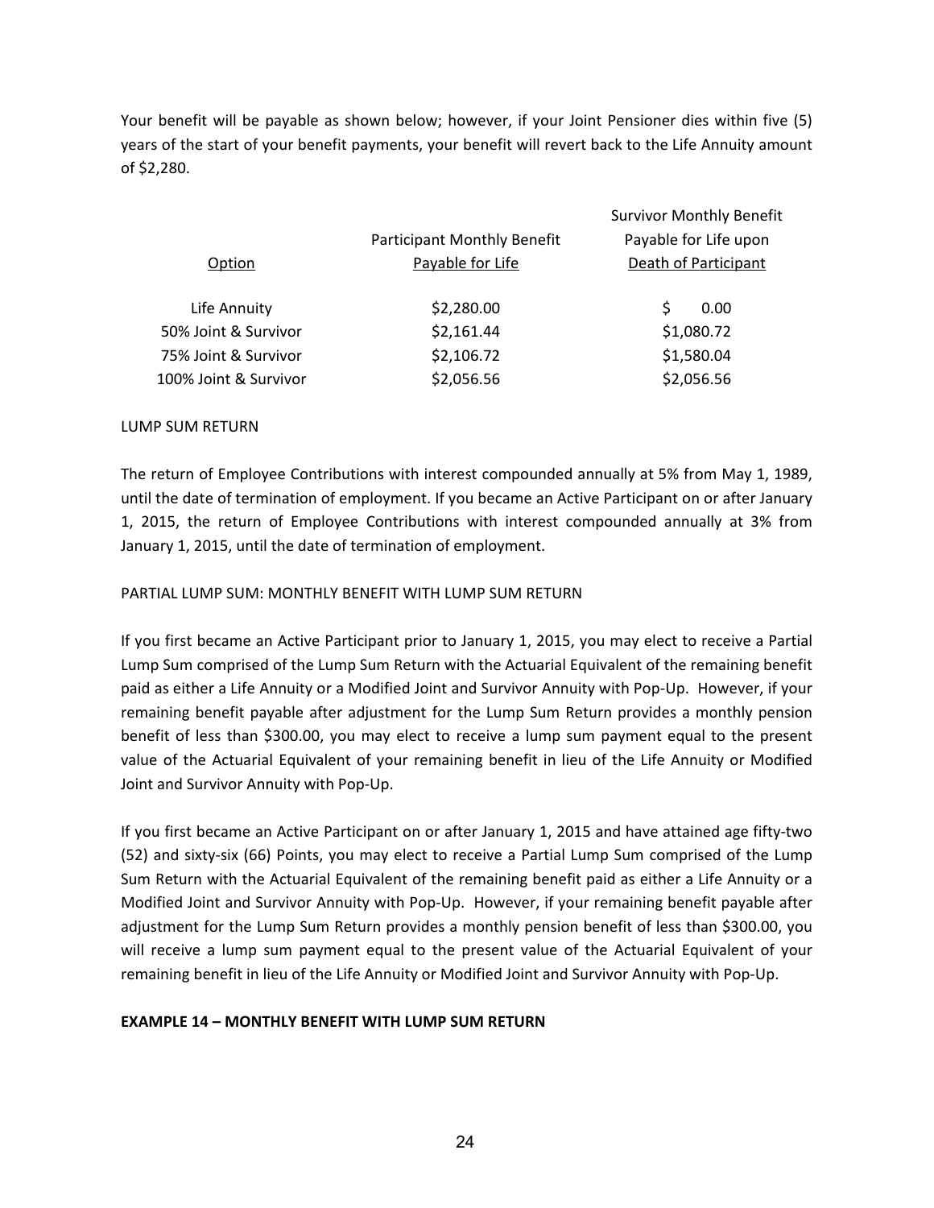Your benefit will be payable as shown below; however, if your Joint Pensioner dies within five (5) years of the start of your benefit payments, your benefit will revert back to the Life Annuity amount of $2,280.

| Option | Participant Monthly Benefit Payable for Life | Survivor Monthly Benefit Payable for Life upon Death of Participant |
|---|---|---|
| Life Annuity | $2,280.00 | $ 0.00 |
| 50% Joint & Survivor | $2,161.44 | $1,080.72 |
| 75% Joint & Survivor | $2,106.72 | $1,580.04 |
| 100% Joint & Survivor | $2,056.56 | $2,056.56 |

LUMP SUM RETURN

The return of Employee Contributions with interest compounded annually at 5% from May 1, 1989, until the date of termination of employment. If you became an Active Participant on or after January 1, 2015, the return of Employee Contributions with interest compounded annually at 3% from January 1, 2015, until the date of termination of employment.

PARTIAL LUMP SUM: MONTHLY BENEFIT WITH LUMP SUM RETURN

If you first became an Active Participant prior to January 1, 2015, you may elect to receive a Partial Lump Sum comprised of the Lump Sum Return with the Actuarial Equivalent of the remaining benefit paid as either a Life Annuity or a Modified Joint and Survivor Annuity with Pop-Up. However, if your remaining benefit payable after adjustment for the Lump Sum Return provides a monthly pension benefit of less than $300.00, you may elect to receive a lump sum payment equal to the present value of the Actuarial Equivalent of your remaining benefit in lieu of the Life Annuity or Modified Joint and Survivor Annuity with Pop-Up.

If you first became an Active Participant on or after January 1, 2015 and have attained age fifty-two (52) and sixty-six (66) Points, you may elect to receive a Partial Lump Sum comprised of the Lump Sum Return with the Actuarial Equivalent of the remaining benefit paid as either a Life Annuity or a Modified Joint and Survivor Annuity with Pop-Up. However, if your remaining benefit payable after adjustment for the Lump Sum Return provides a monthly pension benefit of less than $300.00, you will receive a lump sum payment equal to the present value of the Actuarial Equivalent of your remaining benefit in lieu of the Life Annuity or Modified Joint and Survivor Annuity with Pop-Up.

**EXAMPLE 14 – MONTHLY BENEFIT WITH LUMP SUM RETURN**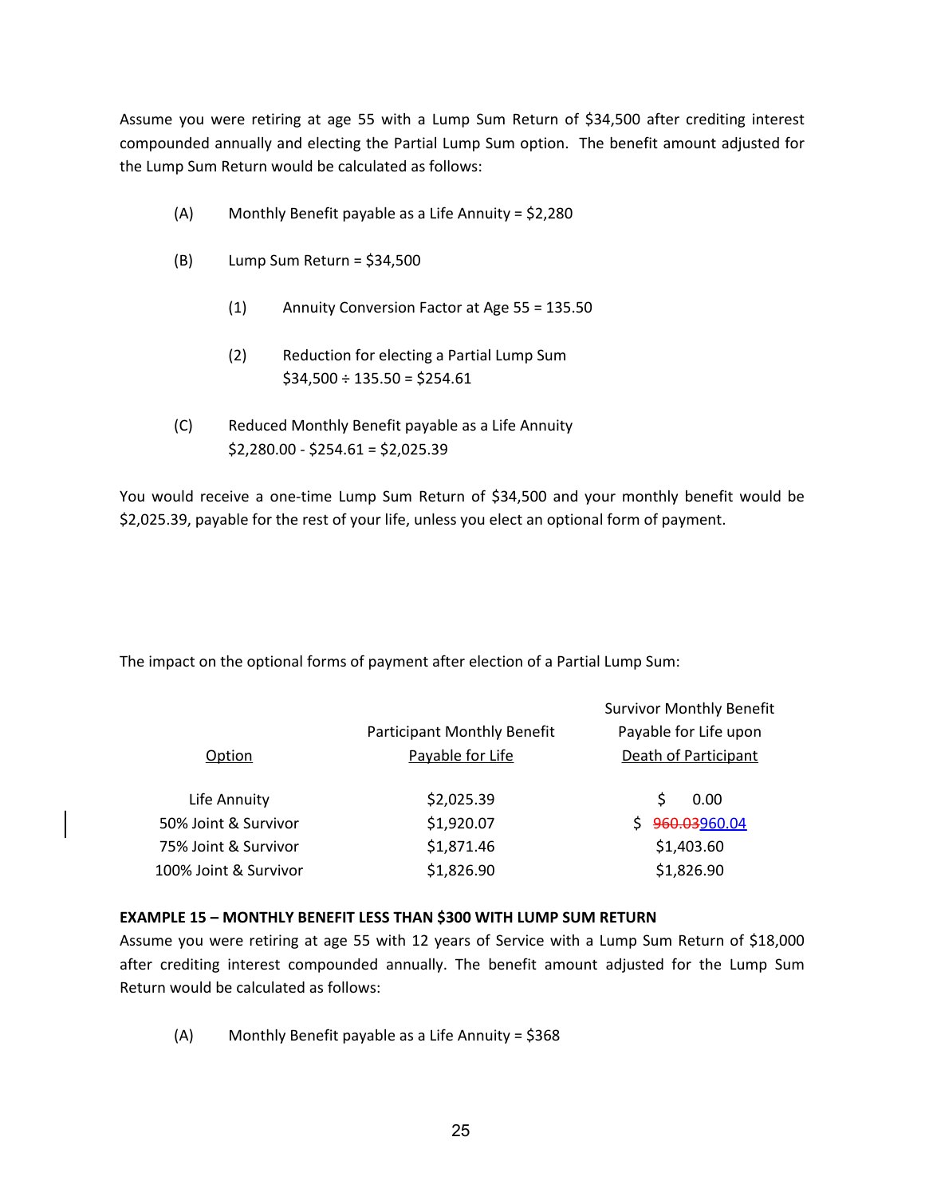Assume you were retiring at age 55 with a Lump Sum Return of $34,500 after crediting interest compounded annually and electing the Partial Lump Sum option. The benefit amount adjusted for the Lump Sum Return would be calculated as follows:

(A) Monthly Benefit payable as a Life Annuity = $2,280

(B) Lump Sum Return = $34,500

   (1) Annuity Conversion Factor at Age 55 = 135.50

   (2) Reduction for electing a Partial Lump Sum
   $34,500 ÷ 135.50 = $254.61

(C) Reduced Monthly Benefit payable as a Life Annuity
$2,280.00 - $254.61 = $2,025.39

You would receive a one-time Lump Sum Return of $34,500 and your monthly benefit would be $2,025.39, payable for the rest of your life, unless you elect an optional form of payment.

The impact on the optional forms of payment after election of a Partial Lump Sum:

| Option | Participant Monthly Benefit Payable for Life | Survivor Monthly Benefit Payable for Life upon Death of Participant |
|---|---|---|
| Life Annuity | $2,025.39 | $ 0.00 |
| 50% Joint & Survivor | $1,920.07 | $ ~~960.03~~960.04 |
| 75% Joint & Survivor | $1,871.46 | $1,403.60 |
| 100% Joint & Survivor | $1,826.90 | $1,826.90 |

**EXAMPLE 15 – MONTHLY BENEFIT LESS THAN $300 WITH LUMP SUM RETURN**

Assume you were retiring at age 55 with 12 years of Service with a Lump Sum Return of $18,000 after crediting interest compounded annually. The benefit amount adjusted for the Lump Sum Return would be calculated as follows:

(A) Monthly Benefit payable as a Life Annuity = $368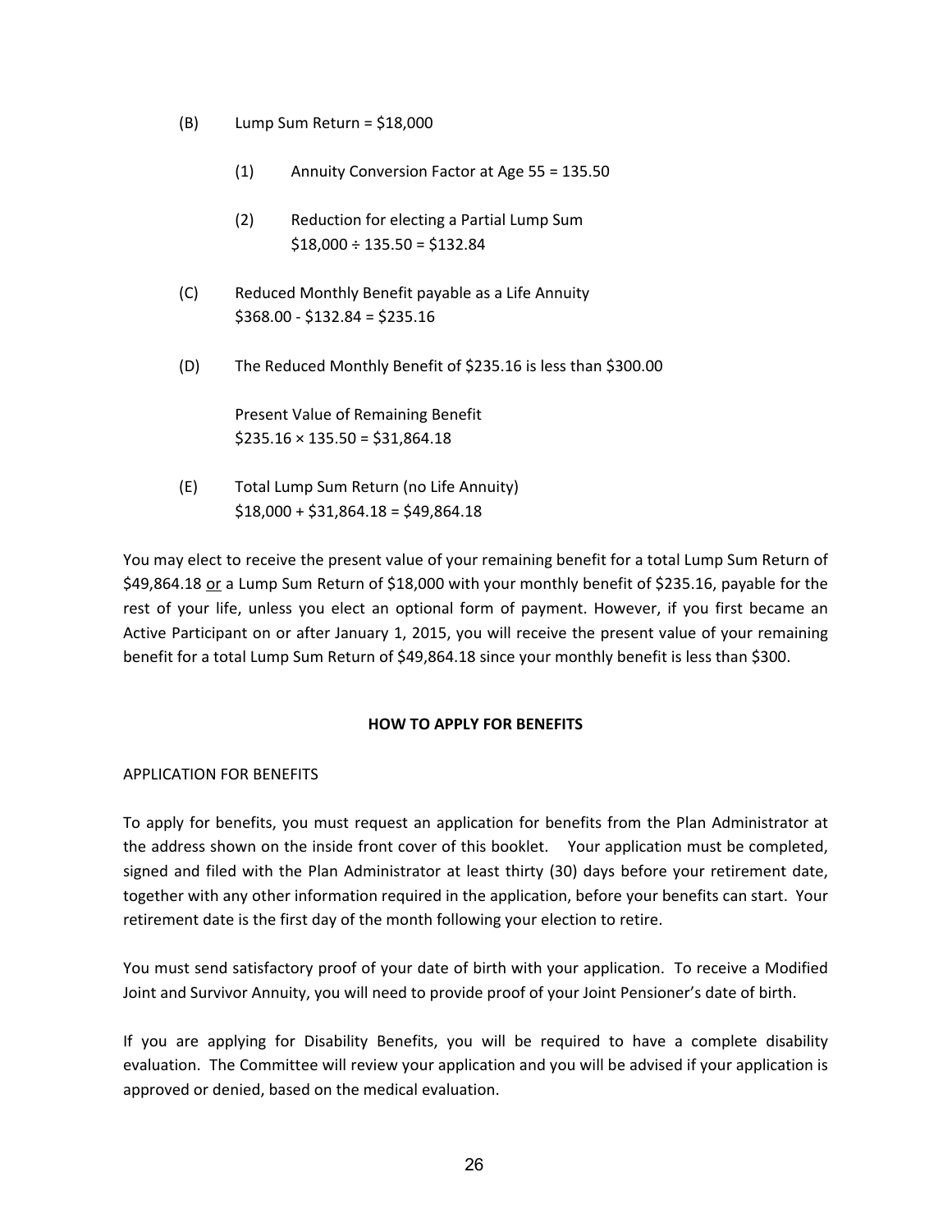(B) Lump Sum Return = \$18,000

  (1) Annuity Conversion Factor at Age 55 = 135.50

  (2) Reduction for electing a Partial Lump Sum
  \$18,000 ÷ 135.50 = \$132.84

(C) Reduced Monthly Benefit payable as a Life Annuity
\$368.00 - \$132.84 = \$235.16

(D) The Reduced Monthly Benefit of \$235.16 is less than \$300.00

Present Value of Remaining Benefit
\$235.16 × 135.50 = \$31,864.18

(E) Total Lump Sum Return (no Life Annuity)
\$18,000 + \$31,864.18 = \$49,864.18

You may elect to receive the present value of your remaining benefit for a total Lump Sum Return of \$49,864.18 <u>or</u> a Lump Sum Return of \$18,000 with your monthly benefit of \$235.16, payable for the rest of your life, unless you elect an optional form of payment. However, if you first became an Active Participant on or after January 1, 2015, you will receive the present value of your remaining benefit for a total Lump Sum Return of \$49,864.18 since your monthly benefit is less than \$300.

## HOW TO APPLY FOR BENEFITS

APPLICATION FOR BENEFITS

To apply for benefits, you must request an application for benefits from the Plan Administrator at the address shown on the inside front cover of this booklet. Your application must be completed, signed and filed with the Plan Administrator at least thirty (30) days before your retirement date, together with any other information required in the application, before your benefits can start. Your retirement date is the first day of the month following your election to retire.

You must send satisfactory proof of your date of birth with your application. To receive a Modified Joint and Survivor Annuity, you will need to provide proof of your Joint Pensioner's date of birth.

If you are applying for Disability Benefits, you will be required to have a complete disability evaluation. The Committee will review your application and you will be advised if your application is approved or denied, based on the medical evaluation.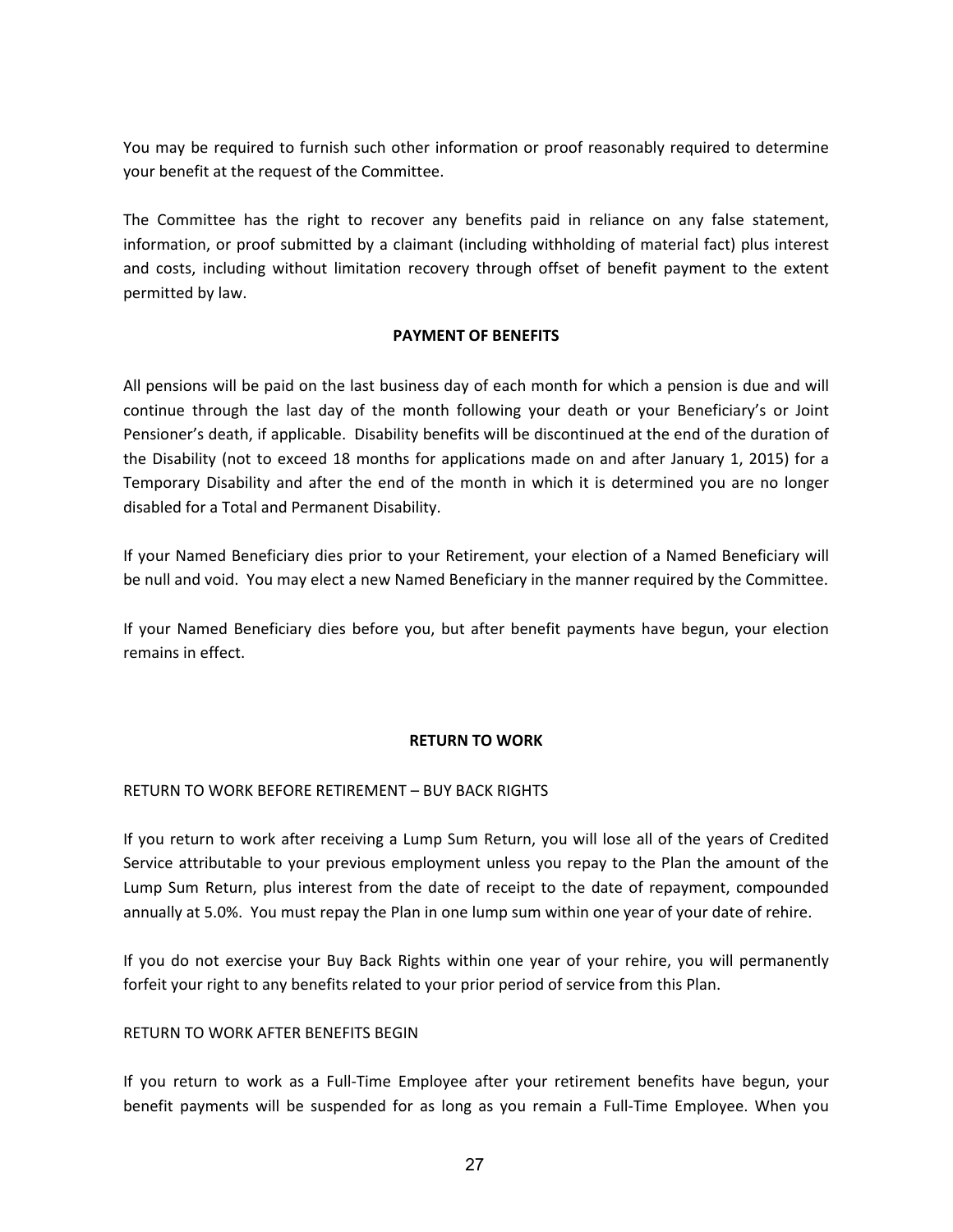You may be required to furnish such other information or proof reasonably required to determine your benefit at the request of the Committee.

The Committee has the right to recover any benefits paid in reliance on any false statement, information, or proof submitted by a claimant (including withholding of material fact) plus interest and costs, including without limitation recovery through offset of benefit payment to the extent permitted by law.

## PAYMENT OF BENEFITS

All pensions will be paid on the last business day of each month for which a pension is due and will continue through the last day of the month following your death or your Beneficiary's or Joint Pensioner's death, if applicable. Disability benefits will be discontinued at the end of the duration of the Disability (not to exceed 18 months for applications made on and after January 1, 2015) for a Temporary Disability and after the end of the month in which it is determined you are no longer disabled for a Total and Permanent Disability.

If your Named Beneficiary dies prior to your Retirement, your election of a Named Beneficiary will be null and void. You may elect a new Named Beneficiary in the manner required by the Committee.

If your Named Beneficiary dies before you, but after benefit payments have begun, your election remains in effect.

## RETURN TO WORK

### RETURN TO WORK BEFORE RETIREMENT – BUY BACK RIGHTS

If you return to work after receiving a Lump Sum Return, you will lose all of the years of Credited Service attributable to your previous employment unless you repay to the Plan the amount of the Lump Sum Return, plus interest from the date of receipt to the date of repayment, compounded annually at 5.0%. You must repay the Plan in one lump sum within one year of your date of rehire.

If you do not exercise your Buy Back Rights within one year of your rehire, you will permanently forfeit your right to any benefits related to your prior period of service from this Plan.

### RETURN TO WORK AFTER BENEFITS BEGIN

If you return to work as a Full-Time Employee after your retirement benefits have begun, your benefit payments will be suspended for as long as you remain a Full-Time Employee. When you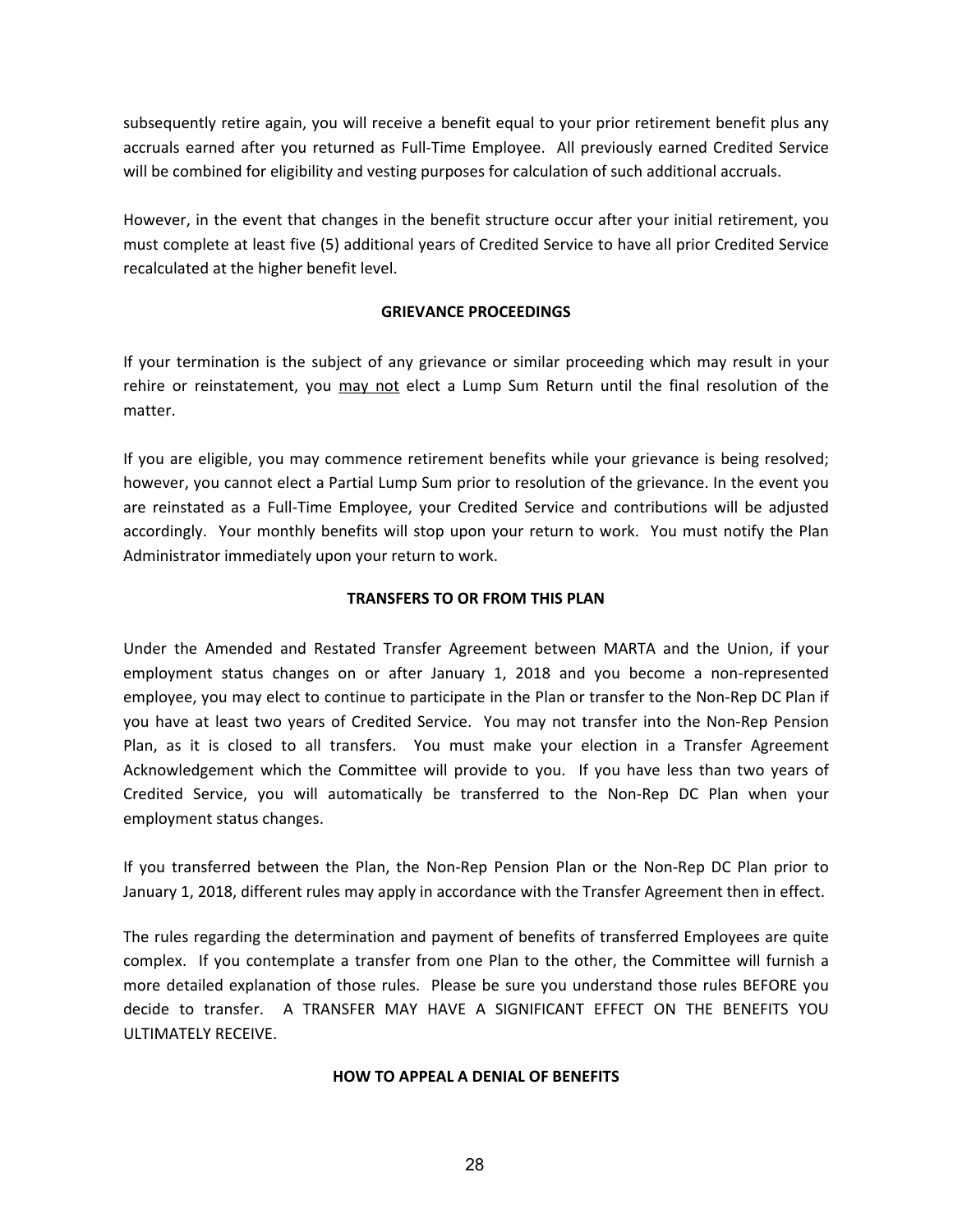subsequently retire again, you will receive a benefit equal to your prior retirement benefit plus any accruals earned after you returned as Full-Time Employee. All previously earned Credited Service will be combined for eligibility and vesting purposes for calculation of such additional accruals.

However, in the event that changes in the benefit structure occur after your initial retirement, you must complete at least five (5) additional years of Credited Service to have all prior Credited Service recalculated at the higher benefit level.

## GRIEVANCE PROCEEDINGS

If your termination is the subject of any grievance or similar proceeding which may result in your rehire or reinstatement, you <u>may not</u> elect a Lump Sum Return until the final resolution of the matter.

If you are eligible, you may commence retirement benefits while your grievance is being resolved; however, you cannot elect a Partial Lump Sum prior to resolution of the grievance. In the event you are reinstated as a Full-Time Employee, your Credited Service and contributions will be adjusted accordingly. Your monthly benefits will stop upon your return to work. You must notify the Plan Administrator immediately upon your return to work.

## TRANSFERS TO OR FROM THIS PLAN

Under the Amended and Restated Transfer Agreement between MARTA and the Union, if your employment status changes on or after January 1, 2018 and you become a non-represented employee, you may elect to continue to participate in the Plan or transfer to the Non-Rep DC Plan if you have at least two years of Credited Service. You may not transfer into the Non-Rep Pension Plan, as it is closed to all transfers. You must make your election in a Transfer Agreement Acknowledgement which the Committee will provide to you. If you have less than two years of Credited Service, you will automatically be transferred to the Non-Rep DC Plan when your employment status changes.

If you transferred between the Plan, the Non-Rep Pension Plan or the Non-Rep DC Plan prior to January 1, 2018, different rules may apply in accordance with the Transfer Agreement then in effect.

The rules regarding the determination and payment of benefits of transferred Employees are quite complex. If you contemplate a transfer from one Plan to the other, the Committee will furnish a more detailed explanation of those rules. Please be sure you understand those rules BEFORE you decide to transfer. A TRANSFER MAY HAVE A SIGNIFICANT EFFECT ON THE BENEFITS YOU ULTIMATELY RECEIVE.

## HOW TO APPEAL A DENIAL OF BENEFITS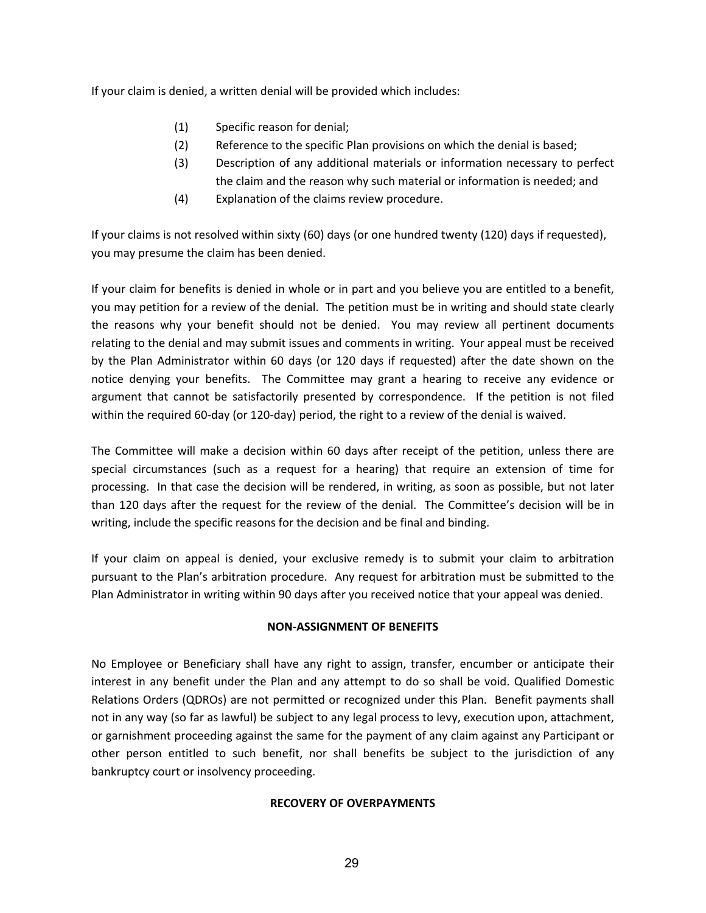If your claim is denied, a written denial will be provided which includes:

(1) Specific reason for denial;
(2) Reference to the specific Plan provisions on which the denial is based;
(3) Description of any additional materials or information necessary to perfect the claim and the reason why such material or information is needed; and
(4) Explanation of the claims review procedure.

If your claims is not resolved within sixty (60) days (or one hundred twenty (120) days if requested), you may presume the claim has been denied.

If your claim for benefits is denied in whole or in part and you believe you are entitled to a benefit, you may petition for a review of the denial. The petition must be in writing and should state clearly the reasons why your benefit should not be denied. You may review all pertinent documents relating to the denial and may submit issues and comments in writing. Your appeal must be received by the Plan Administrator within 60 days (or 120 days if requested) after the date shown on the notice denying your benefits. The Committee may grant a hearing to receive any evidence or argument that cannot be satisfactorily presented by correspondence. If the petition is not filed within the required 60-day (or 120-day) period, the right to a review of the denial is waived.

The Committee will make a decision within 60 days after receipt of the petition, unless there are special circumstances (such as a request for a hearing) that require an extension of time for processing. In that case the decision will be rendered, in writing, as soon as possible, but not later than 120 days after the request for the review of the denial. The Committee's decision will be in writing, include the specific reasons for the decision and be final and binding.

If your claim on appeal is denied, your exclusive remedy is to submit your claim to arbitration pursuant to the Plan's arbitration procedure. Any request for arbitration must be submitted to the Plan Administrator in writing within 90 days after you received notice that your appeal was denied.

**NON-ASSIGNMENT OF BENEFITS**

No Employee or Beneficiary shall have any right to assign, transfer, encumber or anticipate their interest in any benefit under the Plan and any attempt to do so shall be void. Qualified Domestic Relations Orders (QDROs) are not permitted or recognized under this Plan. Benefit payments shall not in any way (so far as lawful) be subject to any legal process to levy, execution upon, attachment, or garnishment proceeding against the same for the payment of any claim against any Participant or other person entitled to such benefit, nor shall benefits be subject to the jurisdiction of any bankruptcy court or insolvency proceeding.

**RECOVERY OF OVERPAYMENTS**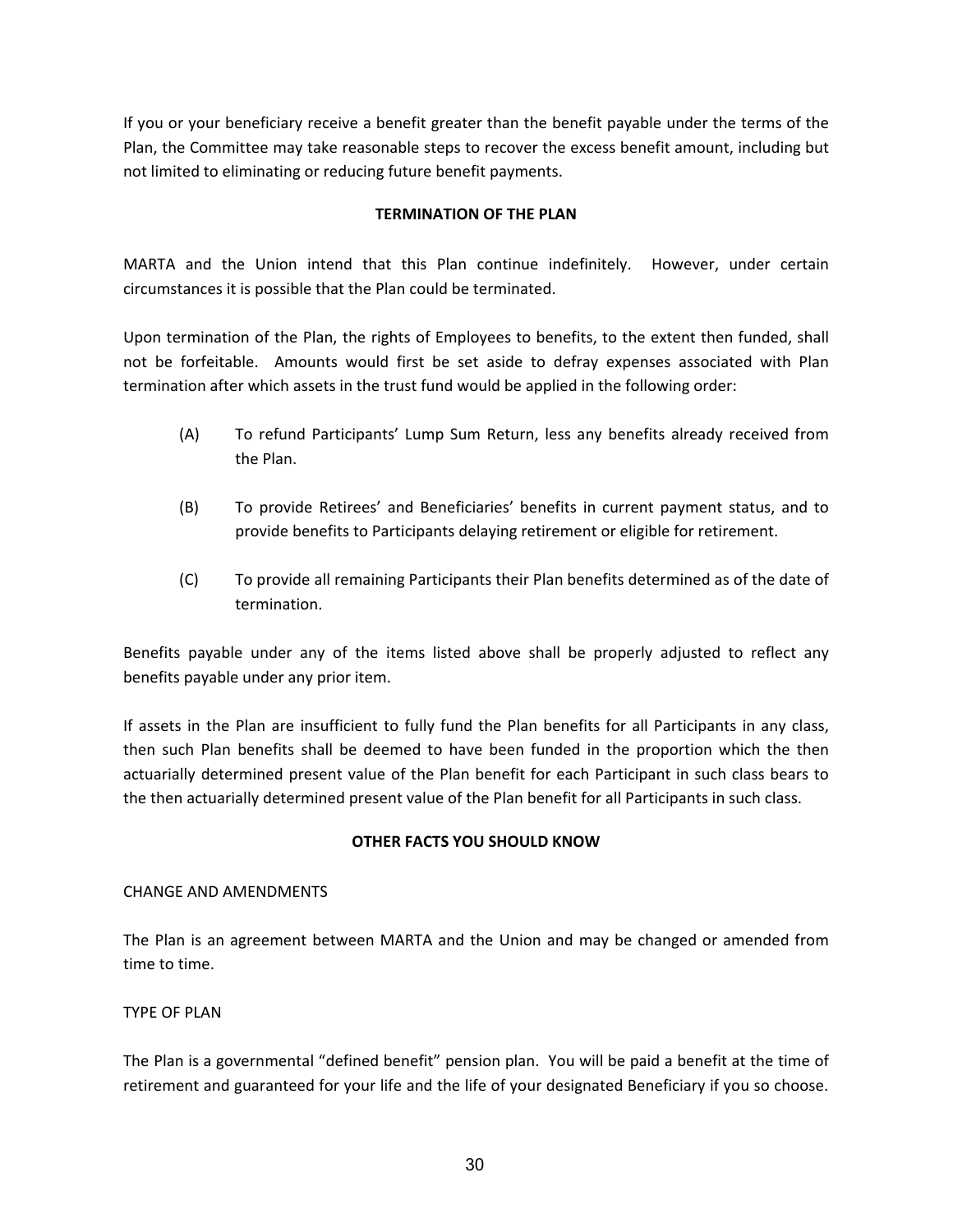If you or your beneficiary receive a benefit greater than the benefit payable under the terms of the Plan, the Committee may take reasonable steps to recover the excess benefit amount, including but not limited to eliminating or reducing future benefit payments.

## TERMINATION OF THE PLAN

MARTA and the Union intend that this Plan continue indefinitely. However, under certain circumstances it is possible that the Plan could be terminated.

Upon termination of the Plan, the rights of Employees to benefits, to the extent then funded, shall not be forfeitable. Amounts would first be set aside to defray expenses associated with Plan termination after which assets in the trust fund would be applied in the following order:

(A) To refund Participants' Lump Sum Return, less any benefits already received from the Plan.

(B) To provide Retirees' and Beneficiaries' benefits in current payment status, and to provide benefits to Participants delaying retirement or eligible for retirement.

(C) To provide all remaining Participants their Plan benefits determined as of the date of termination.

Benefits payable under any of the items listed above shall be properly adjusted to reflect any benefits payable under any prior item.

If assets in the Plan are insufficient to fully fund the Plan benefits for all Participants in any class, then such Plan benefits shall be deemed to have been funded in the proportion which the then actuarially determined present value of the Plan benefit for each Participant in such class bears to the then actuarially determined present value of the Plan benefit for all Participants in such class.

## OTHER FACTS YOU SHOULD KNOW

### CHANGE AND AMENDMENTS

The Plan is an agreement between MARTA and the Union and may be changed or amended from time to time.

### TYPE OF PLAN

The Plan is a governmental "defined benefit" pension plan. You will be paid a benefit at the time of retirement and guaranteed for your life and the life of your designated Beneficiary if you so choose.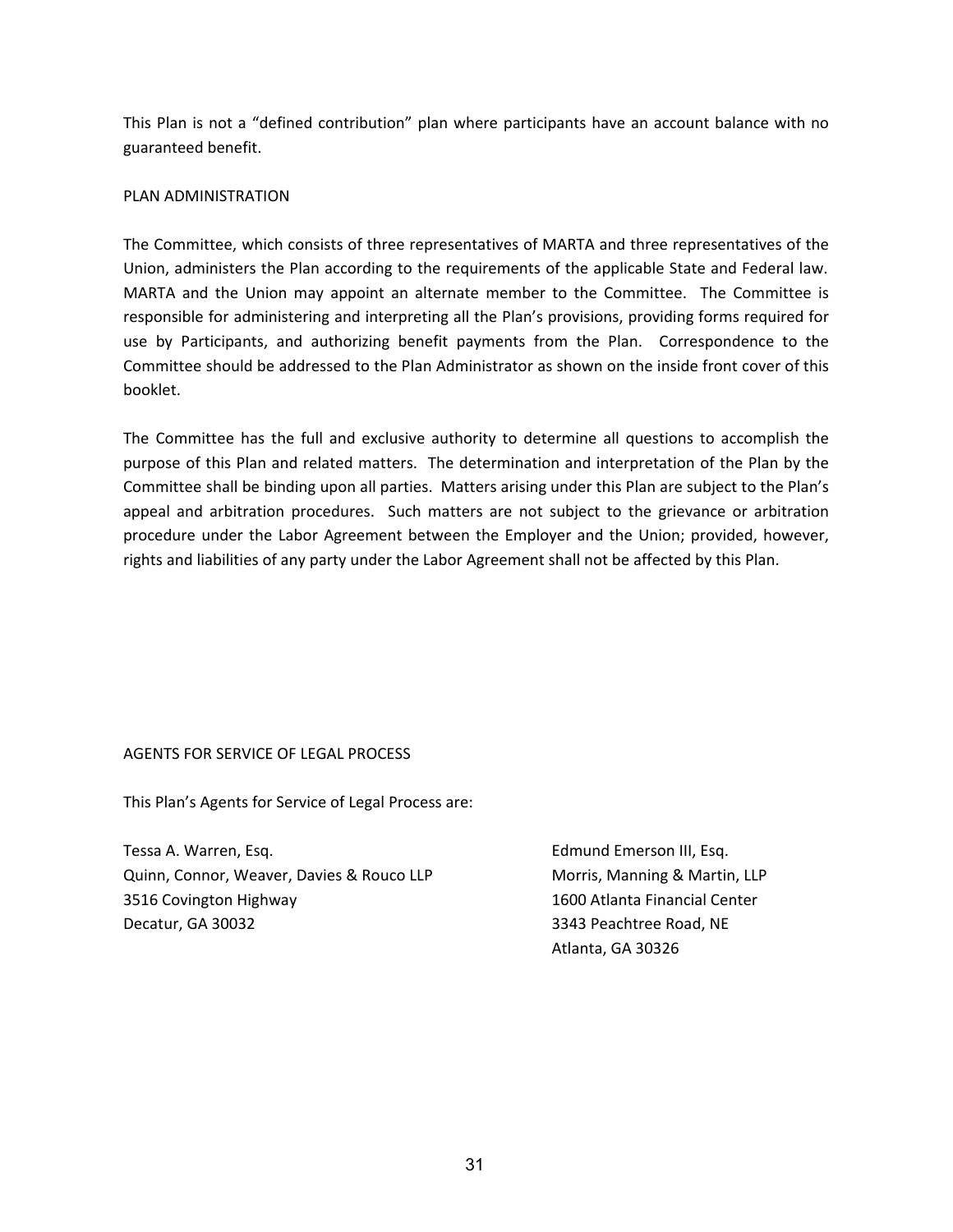This Plan is not a "defined contribution" plan where participants have an account balance with no guaranteed benefit.

## PLAN ADMINISTRATION

The Committee, which consists of three representatives of MARTA and three representatives of the Union, administers the Plan according to the requirements of the applicable State and Federal law. MARTA and the Union may appoint an alternate member to the Committee. The Committee is responsible for administering and interpreting all the Plan's provisions, providing forms required for use by Participants, and authorizing benefit payments from the Plan. Correspondence to the Committee should be addressed to the Plan Administrator as shown on the inside front cover of this booklet.

The Committee has the full and exclusive authority to determine all questions to accomplish the purpose of this Plan and related matters. The determination and interpretation of the Plan by the Committee shall be binding upon all parties. Matters arising under this Plan are subject to the Plan's appeal and arbitration procedures. Such matters are not subject to the grievance or arbitration procedure under the Labor Agreement between the Employer and the Union; provided, however, rights and liabilities of any party under the Labor Agreement shall not be affected by this Plan.

## AGENTS FOR SERVICE OF LEGAL PROCESS

This Plan's Agents for Service of Legal Process are:

Tessa A. Warren, Esq.
Quinn, Connor, Weaver, Davies & Rouco LLP
3516 Covington Highway
Decatur, GA 30032

Edmund Emerson III, Esq.
Morris, Manning & Martin, LLP
1600 Atlanta Financial Center
3343 Peachtree Road, NE
Atlanta, GA 30326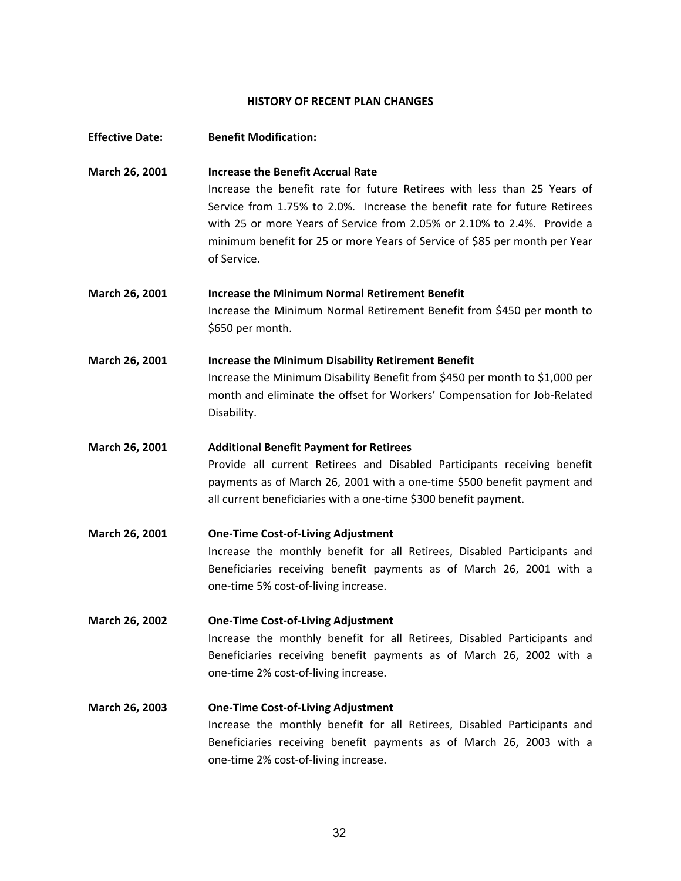## HISTORY OF RECENT PLAN CHANGES

| Effective Date: | Benefit Modification: |
|---|---|
| March 26, 2001 | **Increase the Benefit Accrual Rate**<br>Increase the benefit rate for future Retirees with less than 25 Years of Service from 1.75% to 2.0%. Increase the benefit rate for future Retirees with 25 or more Years of Service from 2.05% or 2.10% to 2.4%. Provide a minimum benefit for 25 or more Years of Service of $85 per month per Year of Service. |
| March 26, 2001 | **Increase the Minimum Normal Retirement Benefit**<br>Increase the Minimum Normal Retirement Benefit from $450 per month to $650 per month. |
| March 26, 2001 | **Increase the Minimum Disability Retirement Benefit**<br>Increase the Minimum Disability Benefit from $450 per month to $1,000 per month and eliminate the offset for Workers' Compensation for Job-Related Disability. |
| March 26, 2001 | **Additional Benefit Payment for Retirees**<br>Provide all current Retirees and Disabled Participants receiving benefit payments as of March 26, 2001 with a one-time $500 benefit payment and all current beneficiaries with a one-time $300 benefit payment. |
| March 26, 2001 | **One-Time Cost-of-Living Adjustment**<br>Increase the monthly benefit for all Retirees, Disabled Participants and Beneficiaries receiving benefit payments as of March 26, 2001 with a one-time 5% cost-of-living increase. |
| March 26, 2002 | **One-Time Cost-of-Living Adjustment**<br>Increase the monthly benefit for all Retirees, Disabled Participants and Beneficiaries receiving benefit payments as of March 26, 2002 with a one-time 2% cost-of-living increase. |
| March 26, 2003 | **One-Time Cost-of-Living Adjustment**<br>Increase the monthly benefit for all Retirees, Disabled Participants and Beneficiaries receiving benefit payments as of March 26, 2003 with a one-time 2% cost-of-living increase. |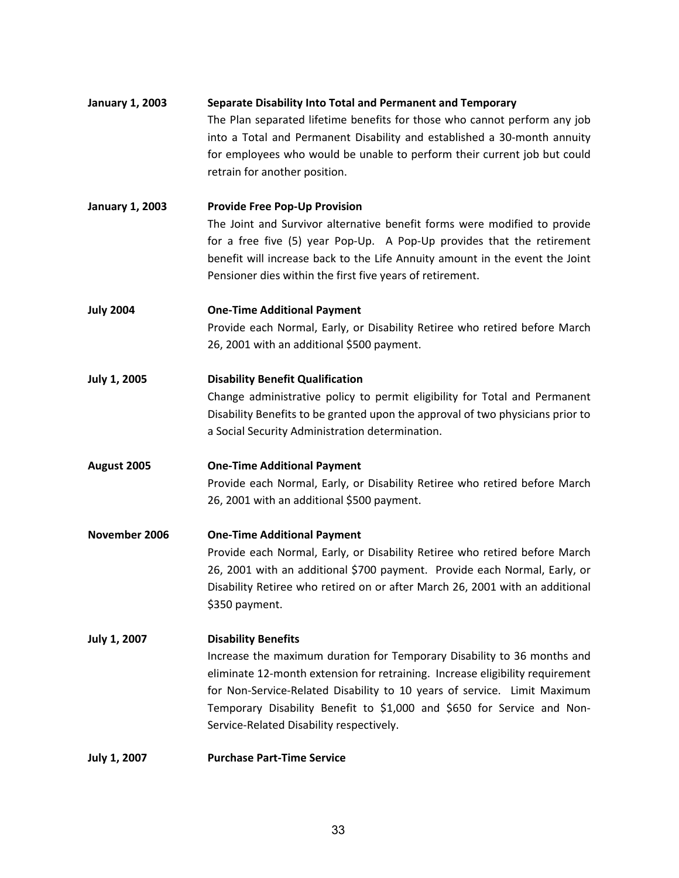**January 1, 2003** **Separate Disability Into Total and Permanent and Temporary**

The Plan separated lifetime benefits for those who cannot perform any job into a Total and Permanent Disability and established a 30-month annuity for employees who would be unable to perform their current job but could retrain for another position.

**January 1, 2003** **Provide Free Pop-Up Provision**

The Joint and Survivor alternative benefit forms were modified to provide for a free five (5) year Pop-Up. A Pop-Up provides that the retirement benefit will increase back to the Life Annuity amount in the event the Joint Pensioner dies within the first five years of retirement.

**July 2004** **One-Time Additional Payment**

Provide each Normal, Early, or Disability Retiree who retired before March 26, 2001 with an additional $500 payment.

**July 1, 2005** **Disability Benefit Qualification**

Change administrative policy to permit eligibility for Total and Permanent Disability Benefits to be granted upon the approval of two physicians prior to a Social Security Administration determination.

**August 2005** **One-Time Additional Payment**

Provide each Normal, Early, or Disability Retiree who retired before March 26, 2001 with an additional $500 payment.

**November 2006** **One-Time Additional Payment**

Provide each Normal, Early, or Disability Retiree who retired before March 26, 2001 with an additional $700 payment. Provide each Normal, Early, or Disability Retiree who retired on or after March 26, 2001 with an additional $350 payment.

**July 1, 2007** **Disability Benefits**

Increase the maximum duration for Temporary Disability to 36 months and eliminate 12-month extension for retraining. Increase eligibility requirement for Non-Service-Related Disability to 10 years of service. Limit Maximum Temporary Disability Benefit to $1,000 and $650 for Service and Non-Service-Related Disability respectively.

**July 1, 2007** **Purchase Part-Time Service**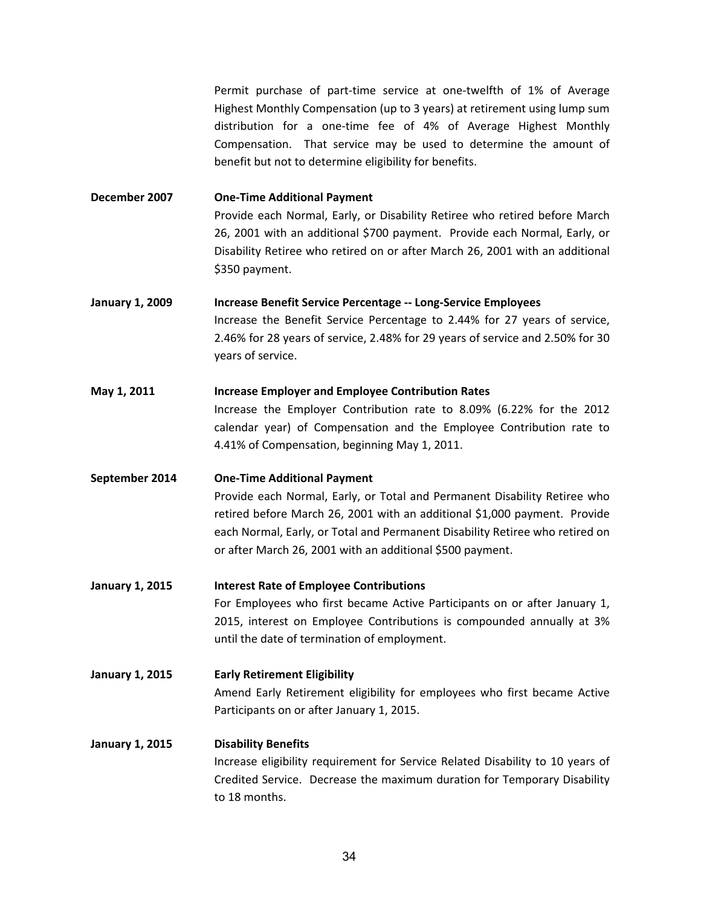Permit purchase of part-time service at one-twelfth of 1% of Average Highest Monthly Compensation (up to 3 years) at retirement using lump sum distribution for a one-time fee of 4% of Average Highest Monthly Compensation. That service may be used to determine the amount of benefit but not to determine eligibility for benefits.

**December 2007** **One-Time Additional Payment**

Provide each Normal, Early, or Disability Retiree who retired before March 26, 2001 with an additional \$700 payment. Provide each Normal, Early, or Disability Retiree who retired on or after March 26, 2001 with an additional \$350 payment.

**January 1, 2009** **Increase Benefit Service Percentage -- Long-Service Employees**

Increase the Benefit Service Percentage to 2.44% for 27 years of service, 2.46% for 28 years of service, 2.48% for 29 years of service and 2.50% for 30 years of service.

**May 1, 2011** **Increase Employer and Employee Contribution Rates**

Increase the Employer Contribution rate to 8.09% (6.22% for the 2012 calendar year) of Compensation and the Employee Contribution rate to 4.41% of Compensation, beginning May 1, 2011.

**September 2014** **One-Time Additional Payment**

Provide each Normal, Early, or Total and Permanent Disability Retiree who retired before March 26, 2001 with an additional \$1,000 payment. Provide each Normal, Early, or Total and Permanent Disability Retiree who retired on or after March 26, 2001 with an additional \$500 payment.

**January 1, 2015** **Interest Rate of Employee Contributions**

For Employees who first became Active Participants on or after January 1, 2015, interest on Employee Contributions is compounded annually at 3% until the date of termination of employment.

**January 1, 2015** **Early Retirement Eligibility**

Amend Early Retirement eligibility for employees who first became Active Participants on or after January 1, 2015.

**January 1, 2015** **Disability Benefits**

Increase eligibility requirement for Service Related Disability to 10 years of Credited Service. Decrease the maximum duration for Temporary Disability to 18 months.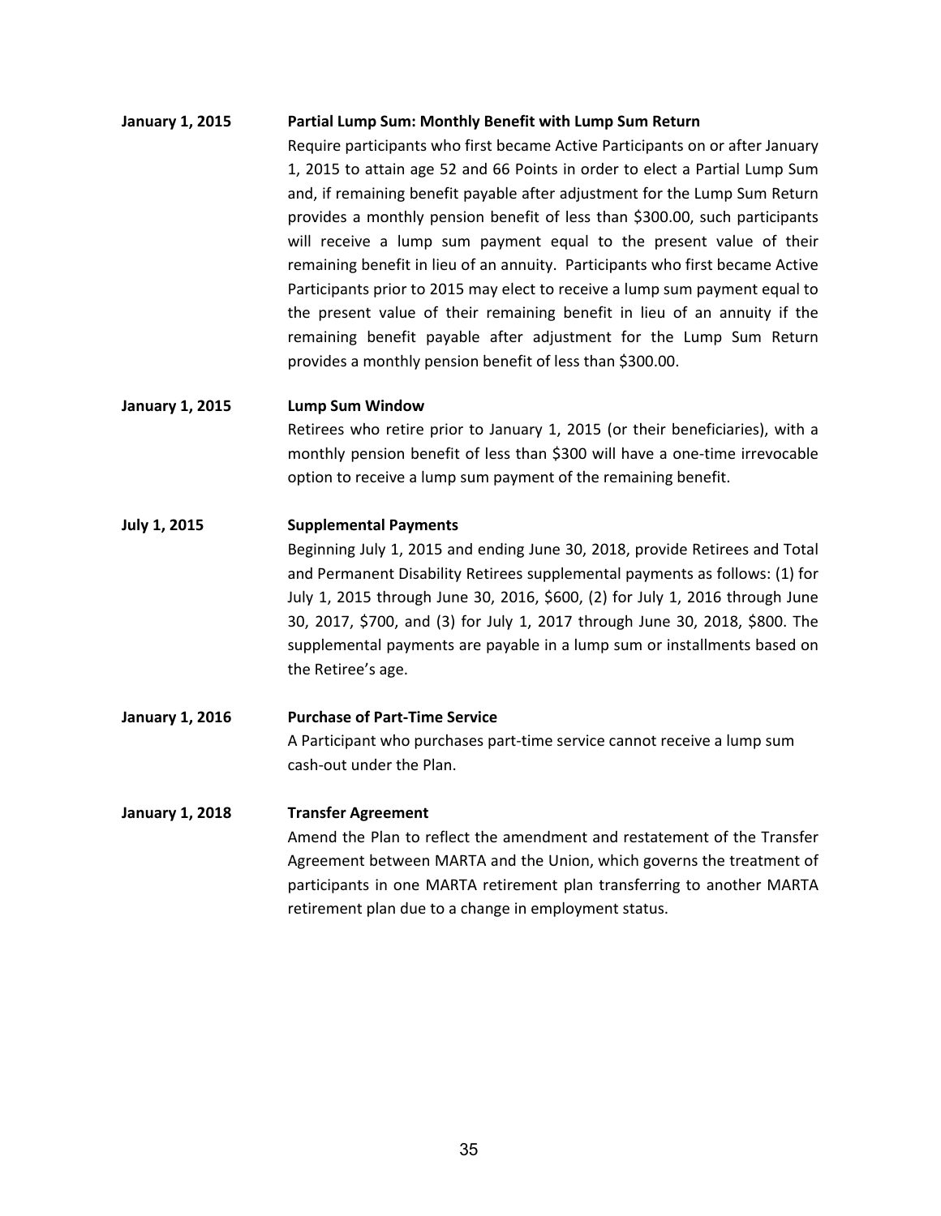**January 1, 2015** **Partial Lump Sum: Monthly Benefit with Lump Sum Return**

Require participants who first became Active Participants on or after January 1, 2015 to attain age 52 and 66 Points in order to elect a Partial Lump Sum and, if remaining benefit payable after adjustment for the Lump Sum Return provides a monthly pension benefit of less than $300.00, such participants will receive a lump sum payment equal to the present value of their remaining benefit in lieu of an annuity. Participants who first became Active Participants prior to 2015 may elect to receive a lump sum payment equal to the present value of their remaining benefit in lieu of an annuity if the remaining benefit payable after adjustment for the Lump Sum Return provides a monthly pension benefit of less than $300.00.

**January 1, 2015** **Lump Sum Window**

Retirees who retire prior to January 1, 2015 (or their beneficiaries), with a monthly pension benefit of less than $300 will have a one-time irrevocable option to receive a lump sum payment of the remaining benefit.

**July 1, 2015** **Supplemental Payments**

Beginning July 1, 2015 and ending June 30, 2018, provide Retirees and Total and Permanent Disability Retirees supplemental payments as follows: (1) for July 1, 2015 through June 30, 2016, $600, (2) for July 1, 2016 through June 30, 2017, $700, and (3) for July 1, 2017 through June 30, 2018, $800. The supplemental payments are payable in a lump sum or installments based on the Retiree's age.

**January 1, 2016** **Purchase of Part-Time Service**

A Participant who purchases part-time service cannot receive a lump sum cash-out under the Plan.

**January 1, 2018** **Transfer Agreement**

Amend the Plan to reflect the amendment and restatement of the Transfer Agreement between MARTA and the Union, which governs the treatment of participants in one MARTA retirement plan transferring to another MARTA retirement plan due to a change in employment status.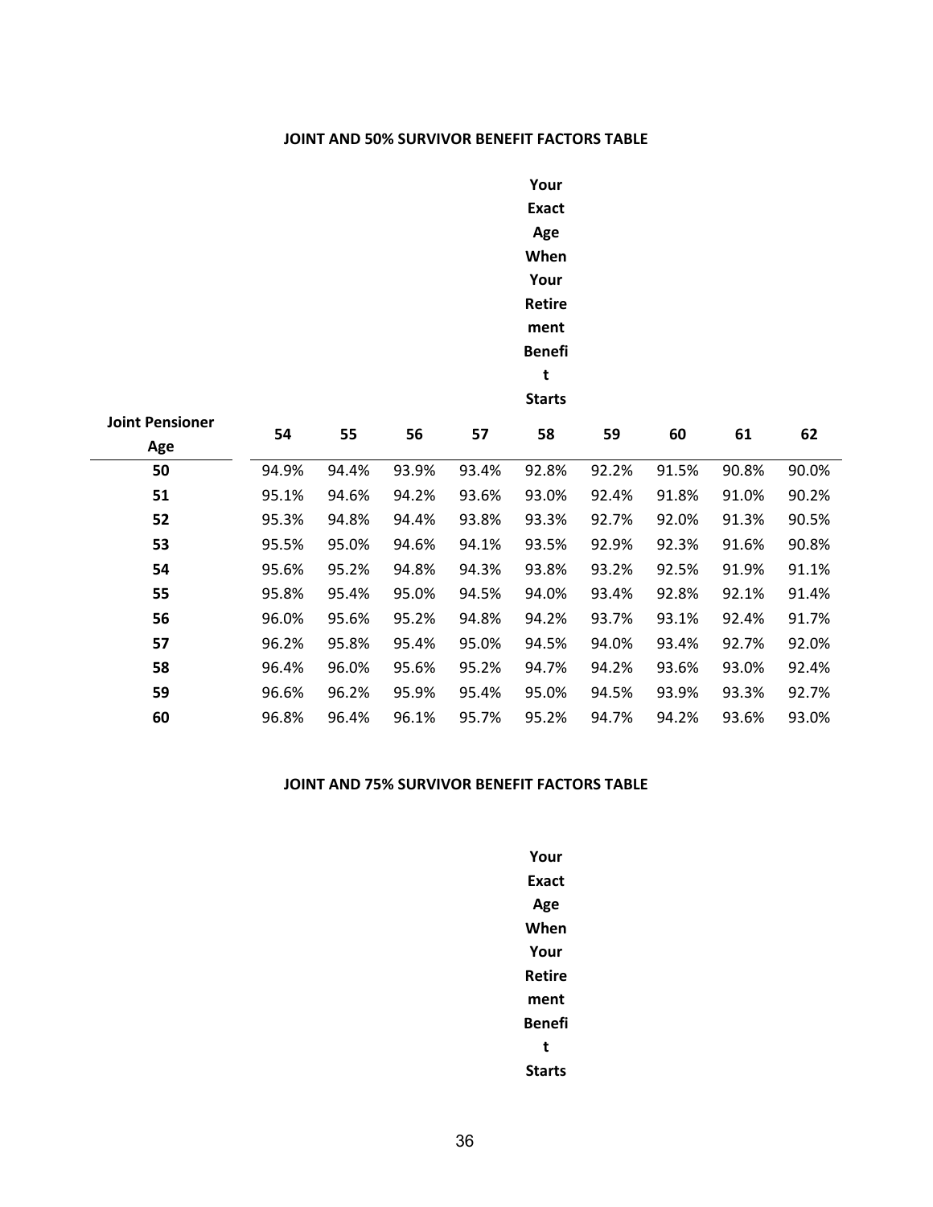**JOINT AND 50% SURVIVOR BENEFIT FACTORS TABLE**

| Joint Pensioner Age | Your Exact Age When Your Retirement Benefit Starts | | | | | | | | |
|---|---|---|---|---|---|---|---|---|---|
| | 54 | 55 | 56 | 57 | 58 | 59 | 60 | 61 | 62 |
| 50 | 94.9% | 94.4% | 93.9% | 93.4% | 92.8% | 92.2% | 91.5% | 90.8% | 90.0% |
| 51 | 95.1% | 94.6% | 94.2% | 93.6% | 93.0% | 92.4% | 91.8% | 91.0% | 90.2% |
| 52 | 95.3% | 94.8% | 94.4% | 93.8% | 93.3% | 92.7% | 92.0% | 91.3% | 90.5% |
| 53 | 95.5% | 95.0% | 94.6% | 94.1% | 93.5% | 92.9% | 92.3% | 91.6% | 90.8% |
| 54 | 95.6% | 95.2% | 94.8% | 94.3% | 93.8% | 93.2% | 92.5% | 91.9% | 91.1% |
| 55 | 95.8% | 95.4% | 95.0% | 94.5% | 94.0% | 93.4% | 92.8% | 92.1% | 91.4% |
| 56 | 96.0% | 95.6% | 95.2% | 94.8% | 94.2% | 93.7% | 93.1% | 92.4% | 91.7% |
| 57 | 96.2% | 95.8% | 95.4% | 95.0% | 94.5% | 94.0% | 93.4% | 92.7% | 92.0% |
| 58 | 96.4% | 96.0% | 95.6% | 95.2% | 94.7% | 94.2% | 93.6% | 93.0% | 92.4% |
| 59 | 96.6% | 96.2% | 95.9% | 95.4% | 95.0% | 94.5% | 93.9% | 93.3% | 92.7% |
| 60 | 96.8% | 96.4% | 96.1% | 95.7% | 95.2% | 94.7% | 94.2% | 93.6% | 93.0% |

**JOINT AND 75% SURVIVOR BENEFIT FACTORS TABLE**

**Your Exact Age When Your Retirement Benefit Starts**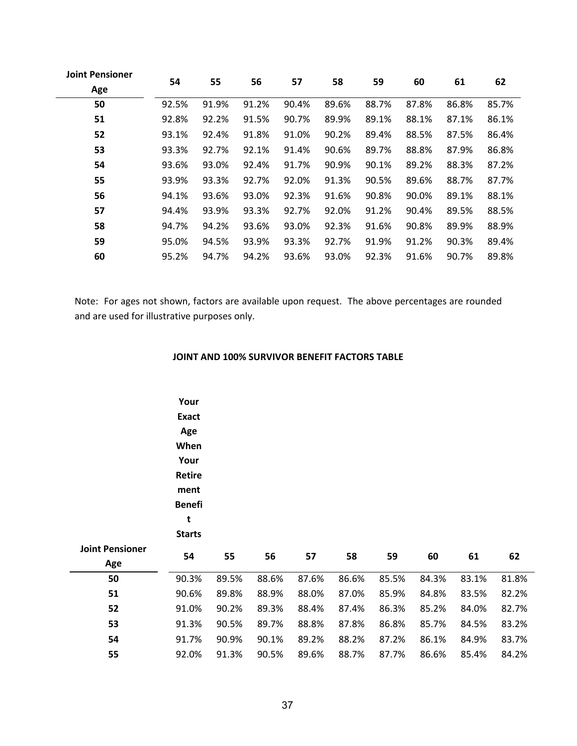| Joint Pensioner Age | 54 | 55 | 56 | 57 | 58 | 59 | 60 | 61 | 62 |
|---|---|---|---|---|---|---|---|---|---|
| 50 | 92.5% | 91.9% | 91.2% | 90.4% | 89.6% | 88.7% | 87.8% | 86.8% | 85.7% |
| 51 | 92.8% | 92.2% | 91.5% | 90.7% | 89.9% | 89.1% | 88.1% | 87.1% | 86.1% |
| 52 | 93.1% | 92.4% | 91.8% | 91.0% | 90.2% | 89.4% | 88.5% | 87.5% | 86.4% |
| 53 | 93.3% | 92.7% | 92.1% | 91.4% | 90.6% | 89.7% | 88.8% | 87.9% | 86.8% |
| 54 | 93.6% | 93.0% | 92.4% | 91.7% | 90.9% | 90.1% | 89.2% | 88.3% | 87.2% |
| 55 | 93.9% | 93.3% | 92.7% | 92.0% | 91.3% | 90.5% | 89.6% | 88.7% | 87.7% |
| 56 | 94.1% | 93.6% | 93.0% | 92.3% | 91.6% | 90.8% | 90.0% | 89.1% | 88.1% |
| 57 | 94.4% | 93.9% | 93.3% | 92.7% | 92.0% | 91.2% | 90.4% | 89.5% | 88.5% |
| 58 | 94.7% | 94.2% | 93.6% | 93.0% | 92.3% | 91.6% | 90.8% | 89.9% | 88.9% |
| 59 | 95.0% | 94.5% | 93.9% | 93.3% | 92.7% | 91.9% | 91.2% | 90.3% | 89.4% |
| 60 | 95.2% | 94.7% | 94.2% | 93.6% | 93.0% | 92.3% | 91.6% | 90.7% | 89.8% |

Note: For ages not shown, factors are available upon request. The above percentages are rounded and are used for illustrative purposes only.

**JOINT AND 100% SURVIVOR BENEFIT FACTORS TABLE**

| | Your Exact Age When Your Retirement Benefit Starts | | | | | | | | |
|---|---|---|---|---|---|---|---|---|---|
| Joint Pensioner Age | 54 | 55 | 56 | 57 | 58 | 59 | 60 | 61 | 62 |
| 50 | 90.3% | 89.5% | 88.6% | 87.6% | 86.6% | 85.5% | 84.3% | 83.1% | 81.8% |
| 51 | 90.6% | 89.8% | 88.9% | 88.0% | 87.0% | 85.9% | 84.8% | 83.5% | 82.2% |
| 52 | 91.0% | 90.2% | 89.3% | 88.4% | 87.4% | 86.3% | 85.2% | 84.0% | 82.7% |
| 53 | 91.3% | 90.5% | 89.7% | 88.8% | 87.8% | 86.8% | 85.7% | 84.5% | 83.2% |
| 54 | 91.7% | 90.9% | 90.1% | 89.2% | 88.2% | 87.2% | 86.1% | 84.9% | 83.7% |
| 55 | 92.0% | 91.3% | 90.5% | 89.6% | 88.7% | 87.7% | 86.6% | 85.4% | 84.2% |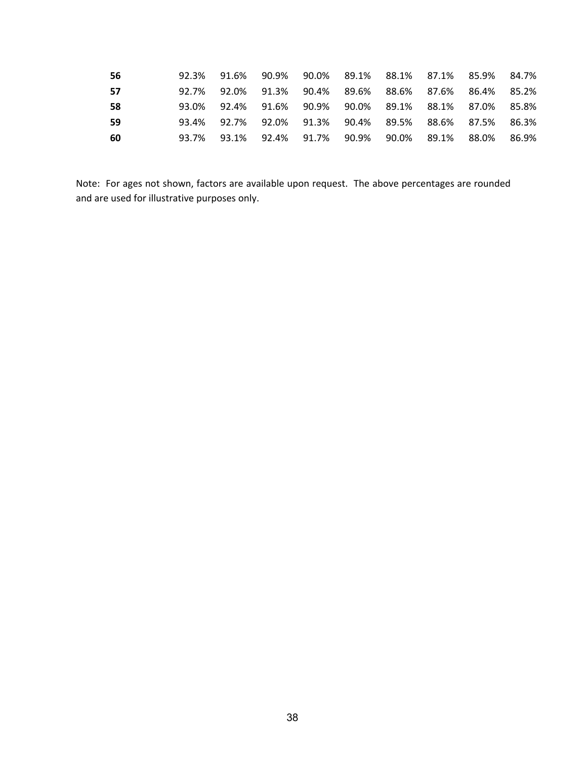| | | | | | | | | | |
|---|---|---|---|---|---|---|---|---|---|
| **56** | 92.3% | 91.6% | 90.9% | 90.0% | 89.1% | 88.1% | 87.1% | 85.9% | 84.7% |
| **57** | 92.7% | 92.0% | 91.3% | 90.4% | 89.6% | 88.6% | 87.6% | 86.4% | 85.2% |
| **58** | 93.0% | 92.4% | 91.6% | 90.9% | 90.0% | 89.1% | 88.1% | 87.0% | 85.8% |
| **59** | 93.4% | 92.7% | 92.0% | 91.3% | 90.4% | 89.5% | 88.6% | 87.5% | 86.3% |
| **60** | 93.7% | 93.1% | 92.4% | 91.7% | 90.9% | 90.0% | 89.1% | 88.0% | 86.9% |

Note: For ages not shown, factors are available upon request. The above percentages are rounded and are used for illustrative purposes only.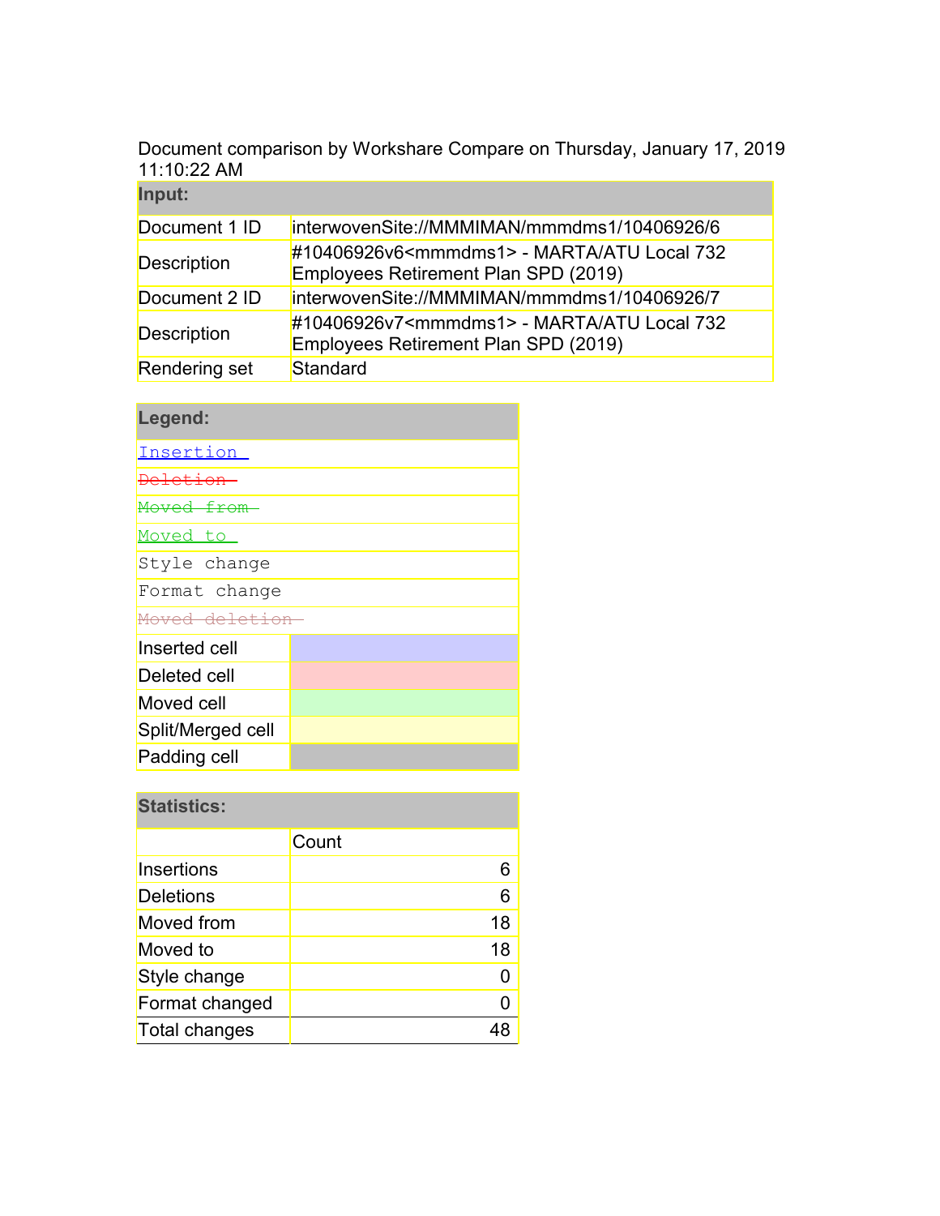Document comparison by Workshare Compare on Thursday, January 17, 2019 11:10:22 AM

| Input: | |
|---|---|
| Document 1 ID | interwovenSite://MMMIMAN/mmmdms1/10406926/6 |
| Description | #10406926v6<mmmdms1> - MARTA/ATU Local 732 Employees Retirement Plan SPD (2019) |
| Document 2 ID | interwovenSite://MMMIMAN/mmmdms1/10406926/7 |
| Description | #10406926v7<mmmdms1> - MARTA/ATU Local 732 Employees Retirement Plan SPD (2019) |
| Rendering set | Standard |

| Legend: | |
|---|---|
| Insertion | |
| ~~Deletion~~ | |
| ~~Moved from~~ | |
| Moved to | |
| Style change | |
| Format change | |
| ~~Moved deletion~~ | |
| Inserted cell | |
| Deleted cell | |
| Moved cell | |
| Split/Merged cell | |
| Padding cell | |

| Statistics: | |
|---|---|
| | Count |
| Insertions | 6 |
| Deletions | 6 |
| Moved from | 18 |
| Moved to | 18 |
| Style change | 0 |
| Format changed | 0 |
| Total changes | 48 |